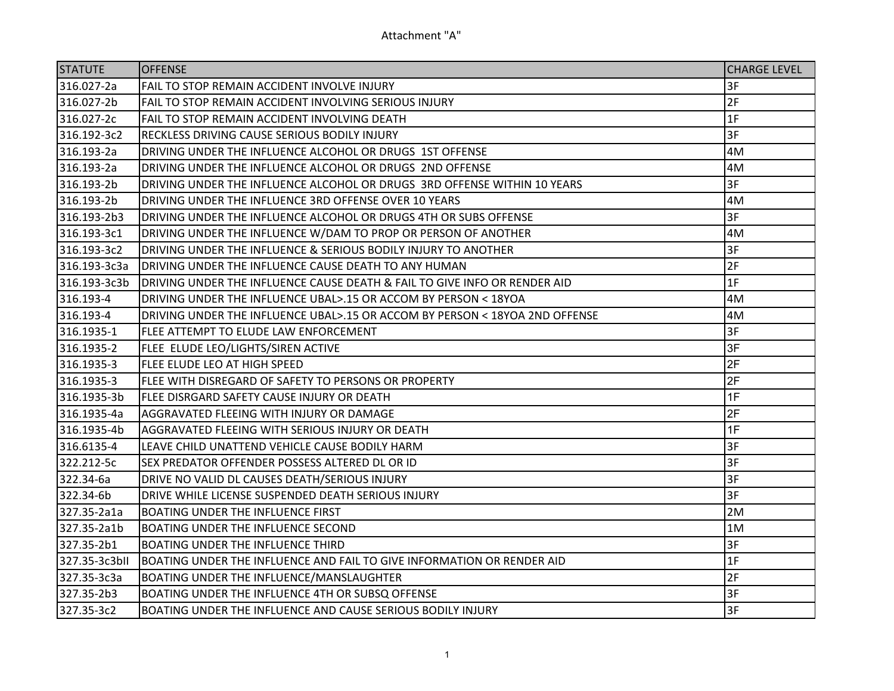Attachment "A"

| STATUTE | OFFENSE | CHARGE LEVEL |
|---|---|---|
| 316.027-2a | FAIL TO STOP REMAIN ACCIDENT INVOLVE INJURY | 3F |
| 316.027-2b | FAIL TO STOP REMAIN ACCIDENT INVOLVING SERIOUS INJURY | 2F |
| 316.027-2c | FAIL TO STOP REMAIN ACCIDENT INVOLVING DEATH | 1F |
| 316.192-3c2 | RECKLESS DRIVING CAUSE SERIOUS BODILY INJURY | 3F |
| 316.193-2a | DRIVING UNDER THE INFLUENCE ALCOHOL OR DRUGS 1ST OFFENSE | 4M |
| 316.193-2a | DRIVING UNDER THE INFLUENCE ALCOHOL OR DRUGS 2ND OFFENSE | 4M |
| 316.193-2b | DRIVING UNDER THE INFLUENCE ALCOHOL OR DRUGS 3RD OFFENSE WITHIN 10 YEARS | 3F |
| 316.193-2b | DRIVING UNDER THE INFLUENCE 3RD OFFENSE OVER 10 YEARS | 4M |
| 316.193-2b3 | DRIVING UNDER THE INFLUENCE ALCOHOL OR DRUGS 4TH OR SUBS OFFENSE | 3F |
| 316.193-3c1 | DRIVING UNDER THE INFLUENCE W/DAM TO PROP OR PERSON OF ANOTHER | 4M |
| 316.193-3c2 | DRIVING UNDER THE INFLUENCE & SERIOUS BODILY INJURY TO ANOTHER | 3F |
| 316.193-3c3a | DRIVING UNDER THE INFLUENCE CAUSE DEATH TO ANY HUMAN | 2F |
| 316.193-3c3b | DRIVING UNDER THE INFLUENCE CAUSE DEATH & FAIL TO GIVE INFO OR RENDER AID | 1F |
| 316.193-4 | DRIVING UNDER THE INFLUENCE UBAL>.15 OR ACCOM BY PERSON < 18YOA | 4M |
| 316.193-4 | DRIVING UNDER THE INFLUENCE UBAL>.15 OR ACCOM BY PERSON < 18YOA 2ND OFFENSE | 4M |
| 316.1935-1 | FLEE ATTEMPT TO ELUDE LAW ENFORCEMENT | 3F |
| 316.1935-2 | FLEE ELUDE LEO/LIGHTS/SIREN ACTIVE | 3F |
| 316.1935-3 | FLEE ELUDE LEO AT HIGH SPEED | 2F |
| 316.1935-3 | FLEE WITH DISREGARD OF SAFETY TO PERSONS OR PROPERTY | 2F |
| 316.1935-3b | FLEE DISRGARD SAFETY CAUSE INJURY OR DEATH | 1F |
| 316.1935-4a | AGGRAVATED FLEEING WITH INJURY OR DAMAGE | 2F |
| 316.1935-4b | AGGRAVATED FLEEING WITH SERIOUS INJURY OR DEATH | 1F |
| 316.6135-4 | LEAVE CHILD UNATTEND VEHICLE CAUSE BODILY HARM | 3F |
| 322.212-5c | SEX PREDATOR OFFENDER POSSESS ALTERED DL OR ID | 3F |
| 322.34-6a | DRIVE NO VALID DL CAUSES DEATH/SERIOUS INJURY | 3F |
| 322.34-6b | DRIVE WHILE LICENSE SUSPENDED DEATH SERIOUS INJURY | 3F |
| 327.35-2a1a | BOATING UNDER THE INFLUENCE FIRST | 2M |
| 327.35-2a1b | BOATING UNDER THE INFLUENCE SECOND | 1M |
| 327.35-2b1 | BOATING UNDER THE INFLUENCE THIRD | 3F |
| 327.35-3c3bII | BOATING UNDER THE INFLUENCE AND FAIL TO GIVE INFORMATION OR RENDER AID | 1F |
| 327.35-3c3a | BOATING UNDER THE INFLUENCE/MANSLAUGHTER | 2F |
| 327.35-2b3 | BOATING UNDER THE INFLUENCE 4TH OR SUBSQ OFFENSE | 3F |
| 327.35-3c2 | BOATING UNDER THE INFLUENCE AND CAUSE SERIOUS BODILY INJURY | 3F |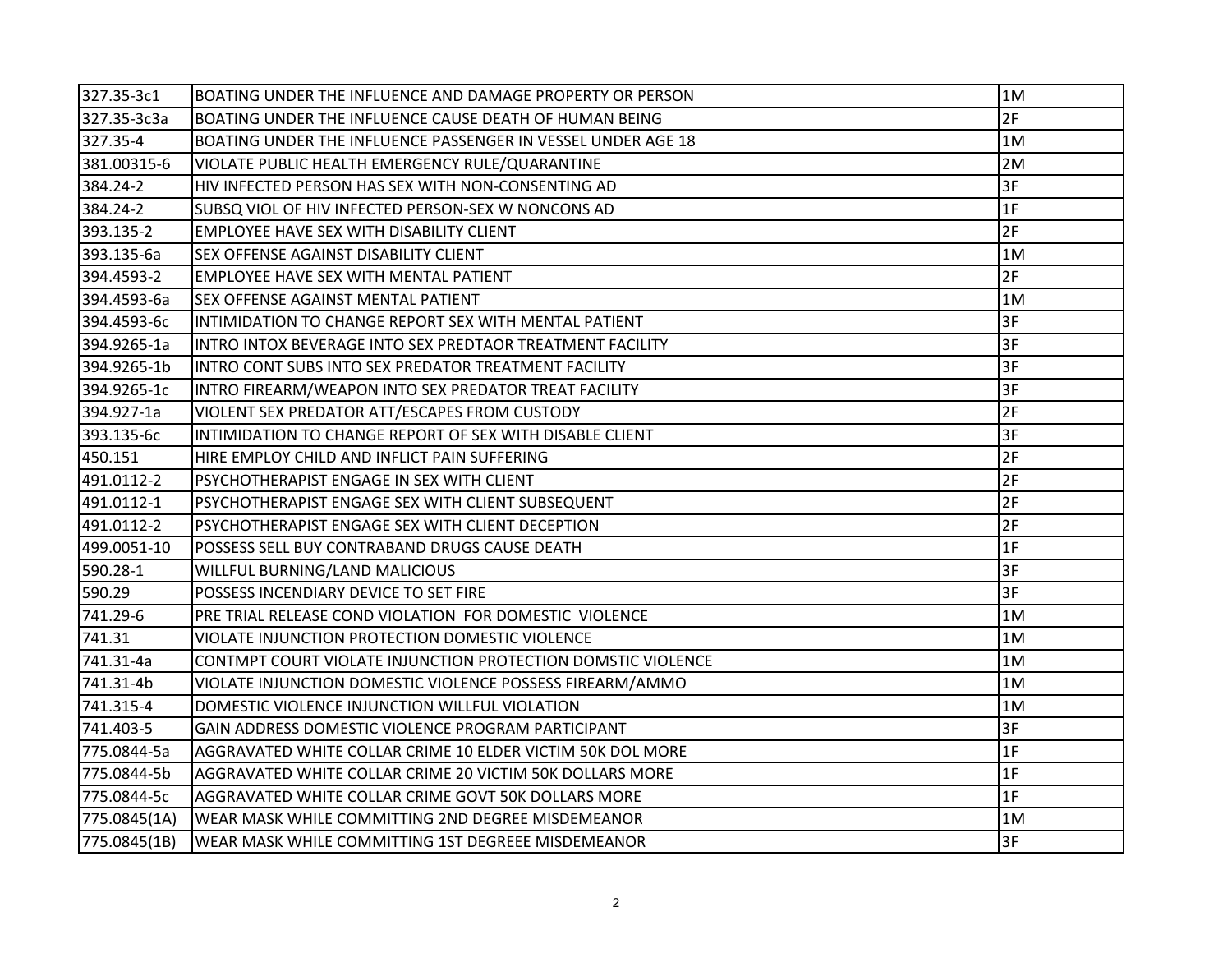| | | |
|---|---|---|
| 327.35-3c1 | BOATING UNDER THE INFLUENCE AND DAMAGE PROPERTY OR PERSON | 1M |
| 327.35-3c3a | BOATING UNDER THE INFLUENCE CAUSE DEATH OF HUMAN BEING | 2F |
| 327.35-4 | BOATING UNDER THE INFLUENCE PASSENGER IN VESSEL UNDER AGE 18 | 1M |
| 381.00315-6 | VIOLATE PUBLIC HEALTH EMERGENCY RULE/QUARANTINE | 2M |
| 384.24-2 | HIV INFECTED PERSON HAS SEX WITH NON-CONSENTING AD | 3F |
| 384.24-2 | SUBSQ VIOL OF HIV INFECTED PERSON-SEX W NONCONS AD | 1F |
| 393.135-2 | EMPLOYEE HAVE SEX WITH DISABILITY CLIENT | 2F |
| 393.135-6a | SEX OFFENSE AGAINST DISABILITY CLIENT | 1M |
| 394.4593-2 | EMPLOYEE HAVE SEX WITH MENTAL PATIENT | 2F |
| 394.4593-6a | SEX OFFENSE AGAINST MENTAL PATIENT | 1M |
| 394.4593-6c | INTIMIDATION TO CHANGE REPORT SEX WITH MENTAL PATIENT | 3F |
| 394.9265-1a | INTRO INTOX BEVERAGE INTO SEX PREDTAOR TREATMENT FACILITY | 3F |
| 394.9265-1b | INTRO CONT SUBS INTO SEX PREDATOR TREATMENT FACILITY | 3F |
| 394.9265-1c | INTRO FIREARM/WEAPON INTO SEX PREDATOR TREAT FACILITY | 3F |
| 394.927-1a | VIOLENT SEX PREDATOR ATT/ESCAPES FROM CUSTODY | 2F |
| 393.135-6c | INTIMIDATION TO CHANGE REPORT OF SEX WITH DISABLE CLIENT | 3F |
| 450.151 | HIRE EMPLOY CHILD AND INFLICT PAIN SUFFERING | 2F |
| 491.0112-2 | PSYCHOTHERAPIST ENGAGE IN SEX WITH CLIENT | 2F |
| 491.0112-1 | PSYCHOTHERAPIST ENGAGE SEX WITH CLIENT SUBSEQUENT | 2F |
| 491.0112-2 | PSYCHOTHERAPIST ENGAGE SEX WITH CLIENT DECEPTION | 2F |
| 499.0051-10 | POSSESS SELL BUY CONTRABAND DRUGS CAUSE DEATH | 1F |
| 590.28-1 | WILLFUL BURNING/LAND MALICIOUS | 3F |
| 590.29 | POSSESS INCENDIARY DEVICE TO SET FIRE | 3F |
| 741.29-6 | PRE TRIAL RELEASE COND VIOLATION FOR DOMESTIC VIOLENCE | 1M |
| 741.31 | VIOLATE INJUNCTION PROTECTION DOMESTIC VIOLENCE | 1M |
| 741.31-4a | CONTMPT COURT VIOLATE INJUNCTION PROTECTION DOMSTIC VIOLENCE | 1M |
| 741.31-4b | VIOLATE INJUNCTION DOMESTIC VIOLENCE POSSESS FIREARM/AMMO | 1M |
| 741.315-4 | DOMESTIC VIOLENCE INJUNCTION WILLFUL VIOLATION | 1M |
| 741.403-5 | GAIN ADDRESS DOMESTIC VIOLENCE PROGRAM PARTICIPANT | 3F |
| 775.0844-5a | AGGRAVATED WHITE COLLAR CRIME 10 ELDER VICTIM 50K DOL MORE | 1F |
| 775.0844-5b | AGGRAVATED WHITE COLLAR CRIME 20 VICTIM 50K DOLLARS MORE | 1F |
| 775.0844-5c | AGGRAVATED WHITE COLLAR CRIME GOVT 50K DOLLARS MORE | 1F |
| 775.0845(1A) | WEAR MASK WHILE COMMITTING 2ND DEGREE MISDEMEANOR | 1M |
| 775.0845(1B) | WEAR MASK WHILE COMMITTING 1ST DEGREEE MISDEMEANOR | 3F |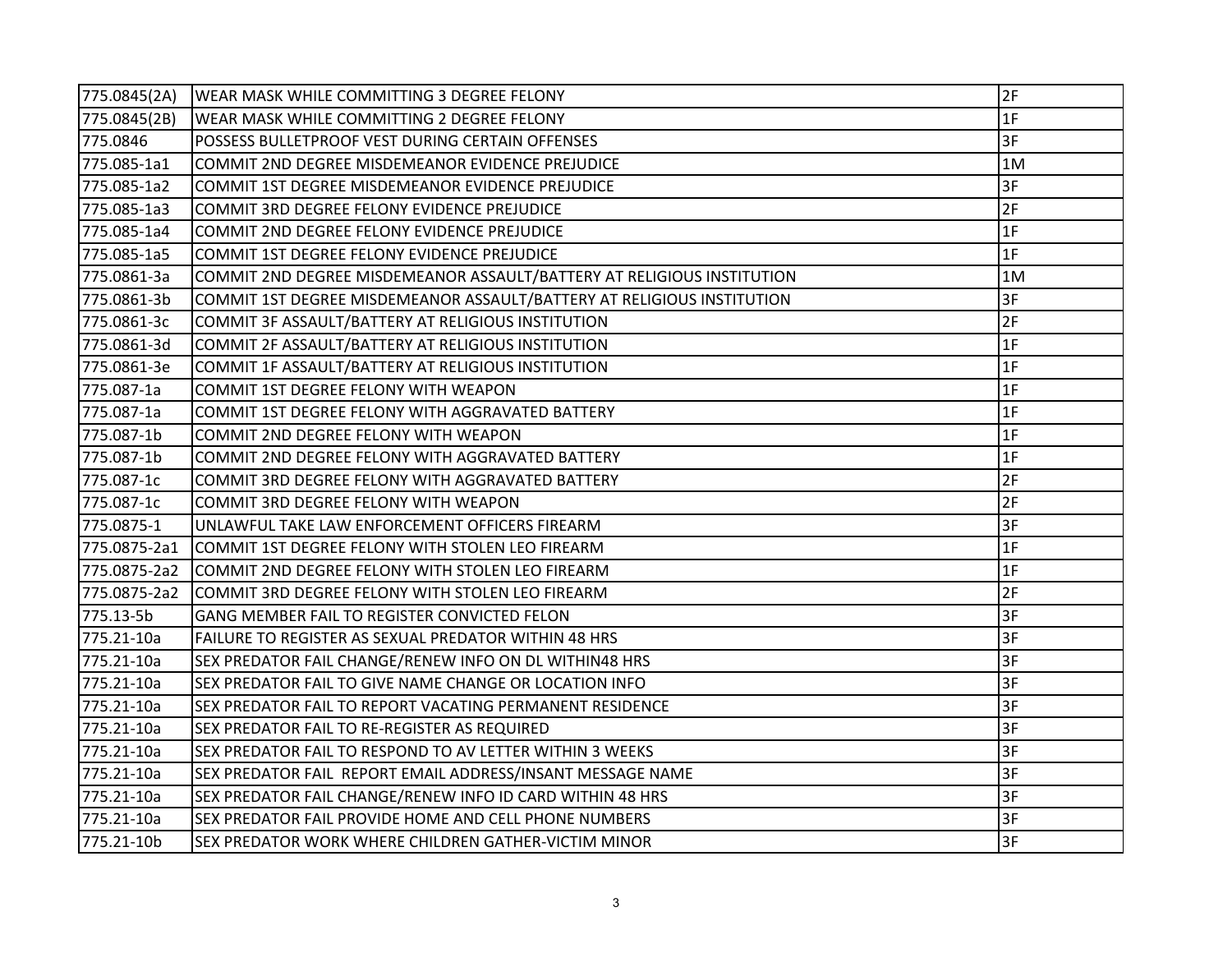| | | |
|---|---|---|
| 775.0845(2A) | WEAR MASK WHILE COMMITTING 3 DEGREE FELONY | 2F |
| 775.0845(2B) | WEAR MASK WHILE COMMITTING 2 DEGREE FELONY | 1F |
| 775.0846 | POSSESS BULLETPROOF VEST DURING CERTAIN OFFENSES | 3F |
| 775.085-1a1 | COMMIT 2ND DEGREE MISDEMEANOR EVIDENCE PREJUDICE | 1M |
| 775.085-1a2 | COMMIT 1ST DEGREE MISDEMEANOR EVIDENCE PREJUDICE | 3F |
| 775.085-1a3 | COMMIT 3RD DEGREE FELONY EVIDENCE PREJUDICE | 2F |
| 775.085-1a4 | COMMIT 2ND DEGREE FELONY EVIDENCE PREJUDICE | 1F |
| 775.085-1a5 | COMMIT 1ST DEGREE FELONY EVIDENCE PREJUDICE | 1F |
| 775.0861-3a | COMMIT 2ND DEGREE MISDEMEANOR ASSAULT/BATTERY AT RELIGIOUS INSTITUTION | 1M |
| 775.0861-3b | COMMIT 1ST DEGREE MISDEMEANOR ASSAULT/BATTERY AT RELIGIOUS INSTITUTION | 3F |
| 775.0861-3c | COMMIT 3F ASSAULT/BATTERY AT RELIGIOUS INSTITUTION | 2F |
| 775.0861-3d | COMMIT 2F ASSAULT/BATTERY AT RELIGIOUS INSTITUTION | 1F |
| 775.0861-3e | COMMIT 1F ASSAULT/BATTERY AT RELIGIOUS INSTITUTION | 1F |
| 775.087-1a | COMMIT 1ST DEGREE FELONY WITH WEAPON | 1F |
| 775.087-1a | COMMIT 1ST DEGREE FELONY WITH AGGRAVATED BATTERY | 1F |
| 775.087-1b | COMMIT 2ND DEGREE FELONY WITH WEAPON | 1F |
| 775.087-1b | COMMIT 2ND DEGREE FELONY WITH AGGRAVATED BATTERY | 1F |
| 775.087-1c | COMMIT 3RD DEGREE FELONY WITH AGGRAVATED BATTERY | 2F |
| 775.087-1c | COMMIT 3RD DEGREE FELONY WITH WEAPON | 2F |
| 775.0875-1 | UNLAWFUL TAKE LAW ENFORCEMENT OFFICERS FIREARM | 3F |
| 775.0875-2a1 | COMMIT 1ST DEGREE FELONY WITH STOLEN LEO FIREARM | 1F |
| 775.0875-2a2 | COMMIT 2ND DEGREE FELONY WITH STOLEN LEO FIREARM | 1F |
| 775.0875-2a2 | COMMIT 3RD DEGREE FELONY WITH STOLEN LEO FIREARM | 2F |
| 775.13-5b | GANG MEMBER FAIL TO REGISTER CONVICTED FELON | 3F |
| 775.21-10a | FAILURE TO REGISTER AS SEXUAL PREDATOR WITHIN 48 HRS | 3F |
| 775.21-10a | SEX PREDATOR FAIL CHANGE/RENEW INFO ON DL WITHIN48 HRS | 3F |
| 775.21-10a | SEX PREDATOR FAIL TO GIVE NAME CHANGE OR LOCATION INFO | 3F |
| 775.21-10a | SEX PREDATOR FAIL TO REPORT VACATING PERMANENT RESIDENCE | 3F |
| 775.21-10a | SEX PREDATOR FAIL TO RE-REGISTER AS REQUIRED | 3F |
| 775.21-10a | SEX PREDATOR FAIL TO RESPOND TO AV LETTER WITHIN 3 WEEKS | 3F |
| 775.21-10a | SEX PREDATOR FAIL  REPORT EMAIL ADDRESS/INSANT MESSAGE NAME | 3F |
| 775.21-10a | SEX PREDATOR FAIL CHANGE/RENEW INFO ID CARD WITHIN 48 HRS | 3F |
| 775.21-10a | SEX PREDATOR FAIL PROVIDE HOME AND CELL PHONE NUMBERS | 3F |
| 775.21-10b | SEX PREDATOR WORK WHERE CHILDREN GATHER-VICTIM MINOR | 3F |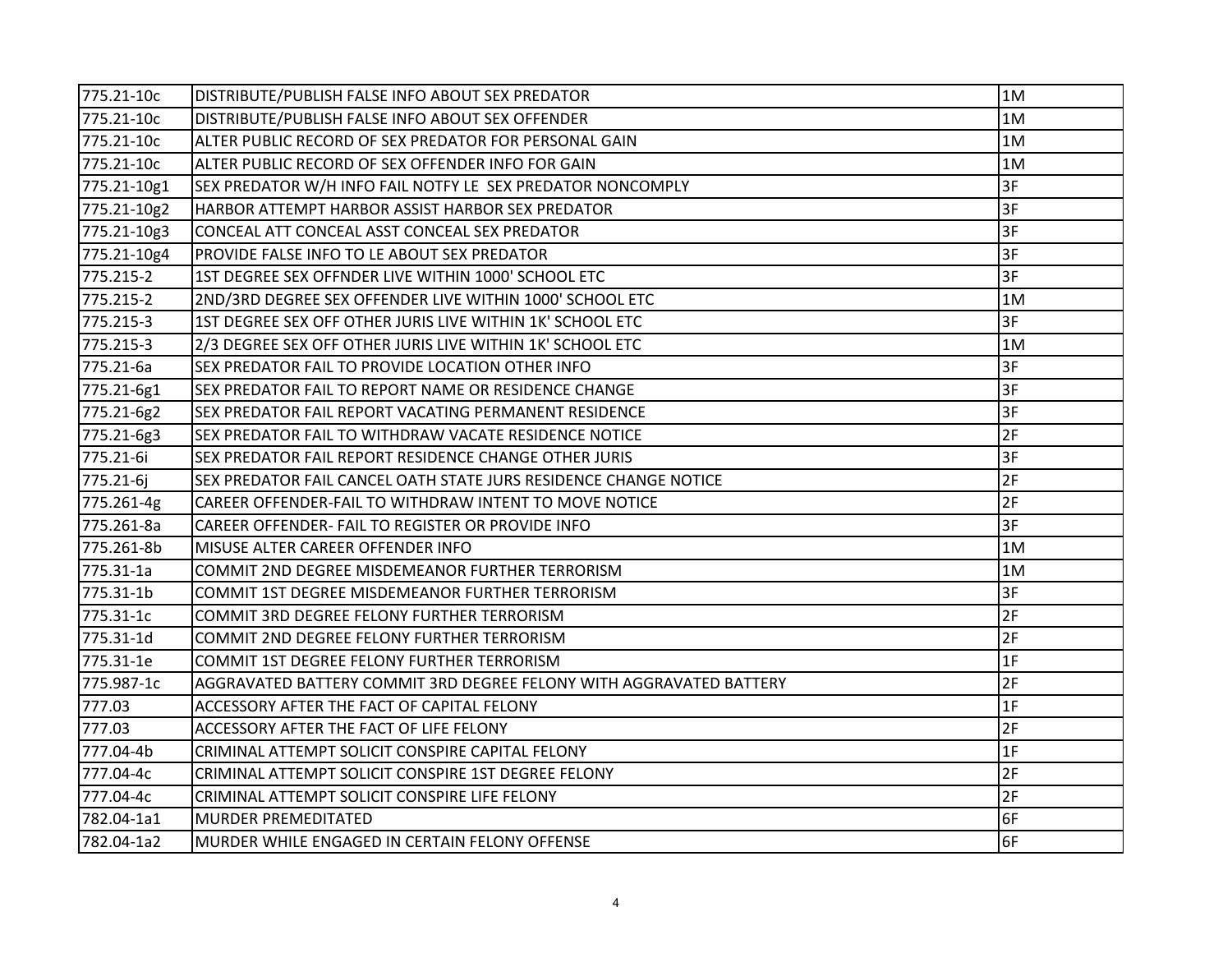| | | |
|---|---|---|
| 775.21-10c | DISTRIBUTE/PUBLISH FALSE INFO ABOUT SEX PREDATOR | 1M |
| 775.21-10c | DISTRIBUTE/PUBLISH FALSE INFO ABOUT SEX OFFENDER | 1M |
| 775.21-10c | ALTER PUBLIC RECORD OF SEX PREDATOR FOR PERSONAL GAIN | 1M |
| 775.21-10c | ALTER PUBLIC RECORD OF SEX OFFENDER INFO FOR GAIN | 1M |
| 775.21-10g1 | SEX PREDATOR W/H INFO FAIL NOTFY LE SEX PREDATOR NONCOMPLY | 3F |
| 775.21-10g2 | HARBOR ATTEMPT HARBOR ASSIST HARBOR SEX PREDATOR | 3F |
| 775.21-10g3 | CONCEAL ATT CONCEAL ASST CONCEAL SEX PREDATOR | 3F |
| 775.21-10g4 | PROVIDE FALSE INFO TO LE ABOUT SEX PREDATOR | 3F |
| 775.215-2 | 1ST DEGREE SEX OFFNDER LIVE WITHIN 1000' SCHOOL ETC | 3F |
| 775.215-2 | 2ND/3RD DEGREE SEX OFFENDER LIVE WITHIN 1000' SCHOOL ETC | 1M |
| 775.215-3 | 1ST DEGREE SEX OFF OTHER JURIS LIVE WITHIN 1K' SCHOOL ETC | 3F |
| 775.215-3 | 2/3 DEGREE SEX OFF OTHER JURIS LIVE WITHIN 1K' SCHOOL ETC | 1M |
| 775.21-6a | SEX PREDATOR FAIL TO PROVIDE LOCATION OTHER INFO | 3F |
| 775.21-6g1 | SEX PREDATOR FAIL TO REPORT NAME OR RESIDENCE CHANGE | 3F |
| 775.21-6g2 | SEX PREDATOR FAIL REPORT VACATING PERMANENT RESIDENCE | 3F |
| 775.21-6g3 | SEX PREDATOR FAIL TO WITHDRAW VACATE RESIDENCE NOTICE | 2F |
| 775.21-6i | SEX PREDATOR FAIL REPORT RESIDENCE CHANGE OTHER JURIS | 3F |
| 775.21-6j | SEX PREDATOR FAIL CANCEL OATH STATE JURS RESIDENCE CHANGE NOTICE | 2F |
| 775.261-4g | CAREER OFFENDER-FAIL TO WITHDRAW INTENT TO MOVE NOTICE | 2F |
| 775.261-8a | CAREER OFFENDER- FAIL TO REGISTER OR PROVIDE INFO | 3F |
| 775.261-8b | MISUSE ALTER CAREER OFFENDER INFO | 1M |
| 775.31-1a | COMMIT 2ND DEGREE MISDEMEANOR FURTHER TERRORISM | 1M |
| 775.31-1b | COMMIT 1ST DEGREE MISDEMEANOR FURTHER TERRORISM | 3F |
| 775.31-1c | COMMIT 3RD DEGREE FELONY FURTHER TERRORISM | 2F |
| 775.31-1d | COMMIT 2ND DEGREE FELONY FURTHER TERRORISM | 2F |
| 775.31-1e | COMMIT 1ST DEGREE FELONY FURTHER TERRORISM | 1F |
| 775.987-1c | AGGRAVATED BATTERY COMMIT 3RD DEGREE FELONY WITH AGGRAVATED BATTERY | 2F |
| 777.03 | ACCESSORY AFTER THE FACT OF CAPITAL FELONY | 1F |
| 777.03 | ACCESSORY AFTER THE FACT OF LIFE FELONY | 2F |
| 777.04-4b | CRIMINAL ATTEMPT SOLICIT CONSPIRE CAPITAL FELONY | 1F |
| 777.04-4c | CRIMINAL ATTEMPT SOLICIT CONSPIRE 1ST DEGREE FELONY | 2F |
| 777.04-4c | CRIMINAL ATTEMPT SOLICIT CONSPIRE LIFE FELONY | 2F |
| 782.04-1a1 | MURDER PREMEDITATED | 6F |
| 782.04-1a2 | MURDER WHILE ENGAGED IN CERTAIN FELONY OFFENSE | 6F |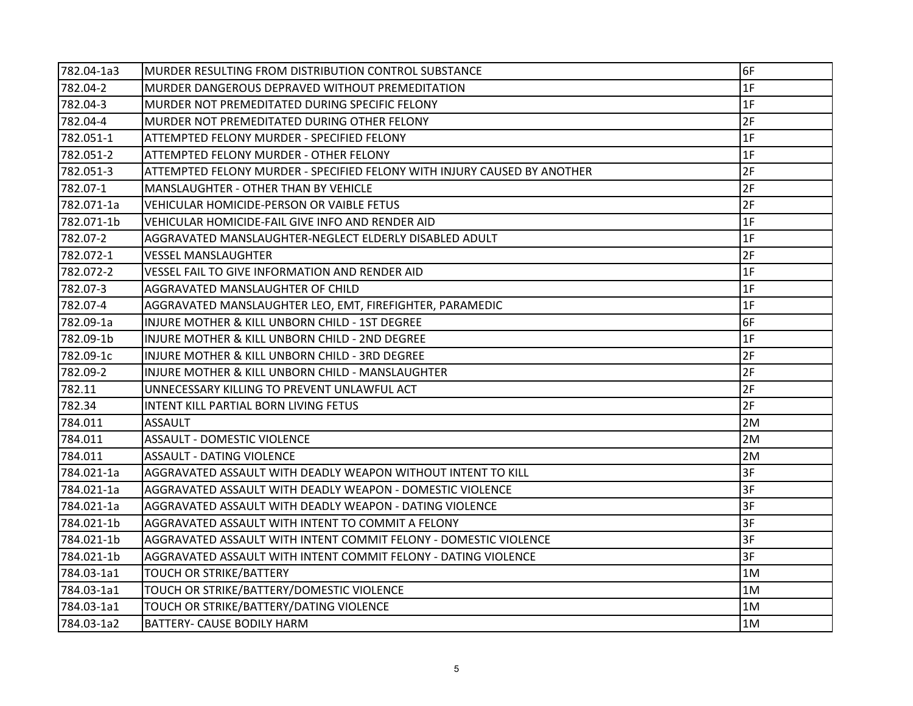| | | |
|---|---|---|
| 782.04-1a3 | MURDER RESULTING FROM DISTRIBUTION CONTROL SUBSTANCE | 6F |
| 782.04-2 | MURDER DANGEROUS DEPRAVED WITHOUT PREMEDITATION | 1F |
| 782.04-3 | MURDER NOT PREMEDITATED DURING SPECIFIC FELONY | 1F |
| 782.04-4 | MURDER NOT PREMEDITATED DURING OTHER FELONY | 2F |
| 782.051-1 | ATTEMPTED FELONY MURDER - SPECIFIED FELONY | 1F |
| 782.051-2 | ATTEMPTED FELONY MURDER - OTHER FELONY | 1F |
| 782.051-3 | ATTEMPTED FELONY MURDER - SPECIFIED FELONY WITH INJURY CAUSED BY ANOTHER | 2F |
| 782.07-1 | MANSLAUGHTER - OTHER THAN BY VEHICLE | 2F |
| 782.071-1a | VEHICULAR HOMICIDE-PERSON OR VAIBLE FETUS | 2F |
| 782.071-1b | VEHICULAR HOMICIDE-FAIL GIVE INFO AND RENDER AID | 1F |
| 782.07-2 | AGGRAVATED MANSLAUGHTER-NEGLECT ELDERLY DISABLED ADULT | 1F |
| 782.072-1 | VESSEL MANSLAUGHTER | 2F |
| 782.072-2 | VESSEL FAIL TO GIVE INFORMATION AND RENDER AID | 1F |
| 782.07-3 | AGGRAVATED MANSLAUGHTER OF CHILD | 1F |
| 782.07-4 | AGGRAVATED MANSLAUGHTER LEO, EMT, FIREFIGHTER, PARAMEDIC | 1F |
| 782.09-1a | INJURE MOTHER & KILL UNBORN CHILD - 1ST DEGREE | 6F |
| 782.09-1b | INJURE MOTHER & KILL UNBORN CHILD - 2ND DEGREE | 1F |
| 782.09-1c | INJURE MOTHER & KILL UNBORN CHILD - 3RD DEGREE | 2F |
| 782.09-2 | INJURE MOTHER & KILL UNBORN CHILD - MANSLAUGHTER | 2F |
| 782.11 | UNNECESSARY KILLING TO PREVENT UNLAWFUL ACT | 2F |
| 782.34 | INTENT KILL PARTIAL BORN LIVING FETUS | 2F |
| 784.011 | ASSAULT | 2M |
| 784.011 | ASSAULT - DOMESTIC VIOLENCE | 2M |
| 784.011 | ASSAULT - DATING VIOLENCE | 2M |
| 784.021-1a | AGGRAVATED ASSAULT WITH DEADLY WEAPON WITHOUT INTENT TO KILL | 3F |
| 784.021-1a | AGGRAVATED ASSAULT WITH DEADLY WEAPON - DOMESTIC VIOLENCE | 3F |
| 784.021-1a | AGGRAVATED ASSAULT WITH DEADLY WEAPON - DATING VIOLENCE | 3F |
| 784.021-1b | AGGRAVATED ASSAULT WITH INTENT TO COMMIT A FELONY | 3F |
| 784.021-1b | AGGRAVATED ASSAULT WITH INTENT COMMIT FELONY - DOMESTIC VIOLENCE | 3F |
| 784.021-1b | AGGRAVATED ASSAULT WITH INTENT COMMIT FELONY - DATING VIOLENCE | 3F |
| 784.03-1a1 | TOUCH OR STRIKE/BATTERY | 1M |
| 784.03-1a1 | TOUCH OR STRIKE/BATTERY/DOMESTIC VIOLENCE | 1M |
| 784.03-1a1 | TOUCH OR STRIKE/BATTERY/DATING VIOLENCE | 1M |
| 784.03-1a2 | BATTERY- CAUSE BODILY HARM | 1M |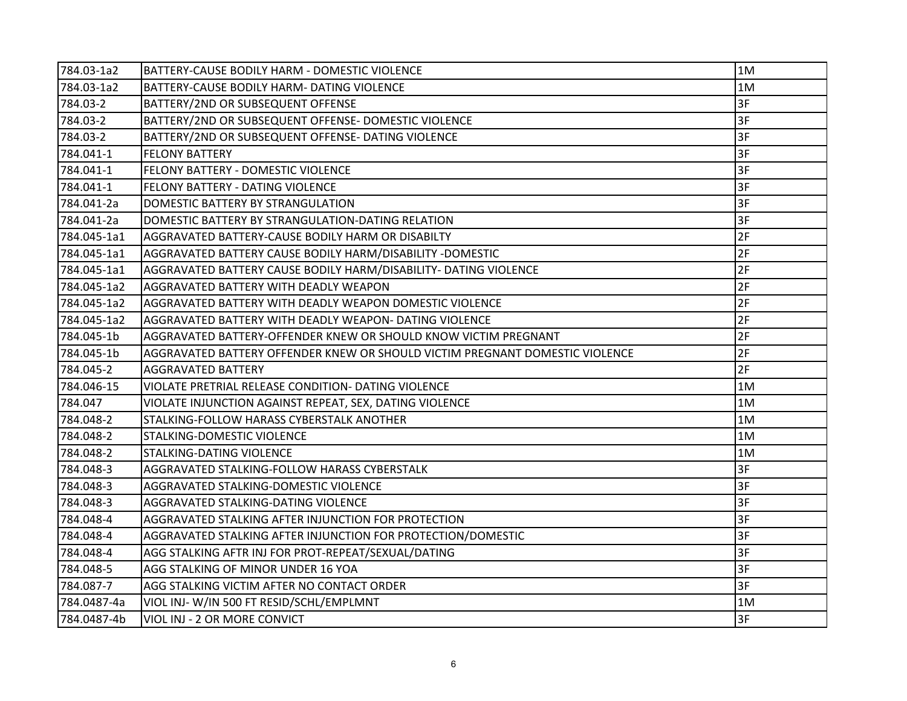| 784.03-1a2 | BATTERY-CAUSE BODILY HARM - DOMESTIC VIOLENCE | 1M |
|---|---|---|
| 784.03-1a2 | BATTERY-CAUSE BODILY HARM- DATING VIOLENCE | 1M |
| 784.03-2 | BATTERY/2ND OR SUBSEQUENT OFFENSE | 3F |
| 784.03-2 | BATTERY/2ND OR SUBSEQUENT OFFENSE- DOMESTIC VIOLENCE | 3F |
| 784.03-2 | BATTERY/2ND OR SUBSEQUENT OFFENSE- DATING VIOLENCE | 3F |
| 784.041-1 | FELONY BATTERY | 3F |
| 784.041-1 | FELONY BATTERY - DOMESTIC VIOLENCE | 3F |
| 784.041-1 | FELONY BATTERY - DATING VIOLENCE | 3F |
| 784.041-2a | DOMESTIC BATTERY BY STRANGULATION | 3F |
| 784.041-2a | DOMESTIC BATTERY BY STRANGULATION-DATING RELATION | 3F |
| 784.045-1a1 | AGGRAVATED BATTERY-CAUSE BODILY HARM OR DISABILTY | 2F |
| 784.045-1a1 | AGGRAVATED BATTERY CAUSE BODILY HARM/DISABILITY -DOMESTIC | 2F |
| 784.045-1a1 | AGGRAVATED BATTERY CAUSE BODILY HARM/DISABILITY- DATING VIOLENCE | 2F |
| 784.045-1a2 | AGGRAVATED BATTERY WITH DEADLY WEAPON | 2F |
| 784.045-1a2 | AGGRAVATED BATTERY WITH DEADLY WEAPON DOMESTIC VIOLENCE | 2F |
| 784.045-1a2 | AGGRAVATED BATTERY WITH DEADLY WEAPON- DATING VIOLENCE | 2F |
| 784.045-1b | AGGRAVATED BATTERY-OFFENDER KNEW OR SHOULD KNOW VICTIM PREGNANT | 2F |
| 784.045-1b | AGGRAVATED BATTERY OFFENDER KNEW OR SHOULD VICTIM PREGNANT DOMESTIC VIOLENCE | 2F |
| 784.045-2 | AGGRAVATED BATTERY | 2F |
| 784.046-15 | VIOLATE PRETRIAL RELEASE CONDITION- DATING VIOLENCE | 1M |
| 784.047 | VIOLATE INJUNCTION AGAINST REPEAT, SEX, DATING VIOLENCE | 1M |
| 784.048-2 | STALKING-FOLLOW HARASS CYBERSTALK ANOTHER | 1M |
| 784.048-2 | STALKING-DOMESTIC VIOLENCE | 1M |
| 784.048-2 | STALKING-DATING VIOLENCE | 1M |
| 784.048-3 | AGGRAVATED STALKING-FOLLOW HARASS CYBERSTALK | 3F |
| 784.048-3 | AGGRAVATED STALKING-DOMESTIC VIOLENCE | 3F |
| 784.048-3 | AGGRAVATED STALKING-DATING VIOLENCE | 3F |
| 784.048-4 | AGGRAVATED STALKING AFTER INJUNCTION FOR PROTECTION | 3F |
| 784.048-4 | AGGRAVATED STALKING AFTER INJUNCTION FOR PROTECTION/DOMESTIC | 3F |
| 784.048-4 | AGG STALKING AFTR INJ FOR PROT-REPEAT/SEXUAL/DATING | 3F |
| 784.048-5 | AGG STALKING OF MINOR UNDER 16 YOA | 3F |
| 784.087-7 | AGG STALKING VICTIM AFTER NO CONTACT ORDER | 3F |
| 784.0487-4a | VIOL INJ- W/IN 500 FT RESID/SCHL/EMPLMNT | 1M |
| 784.0487-4b | VIOL INJ - 2 OR MORE CONVICT | 3F |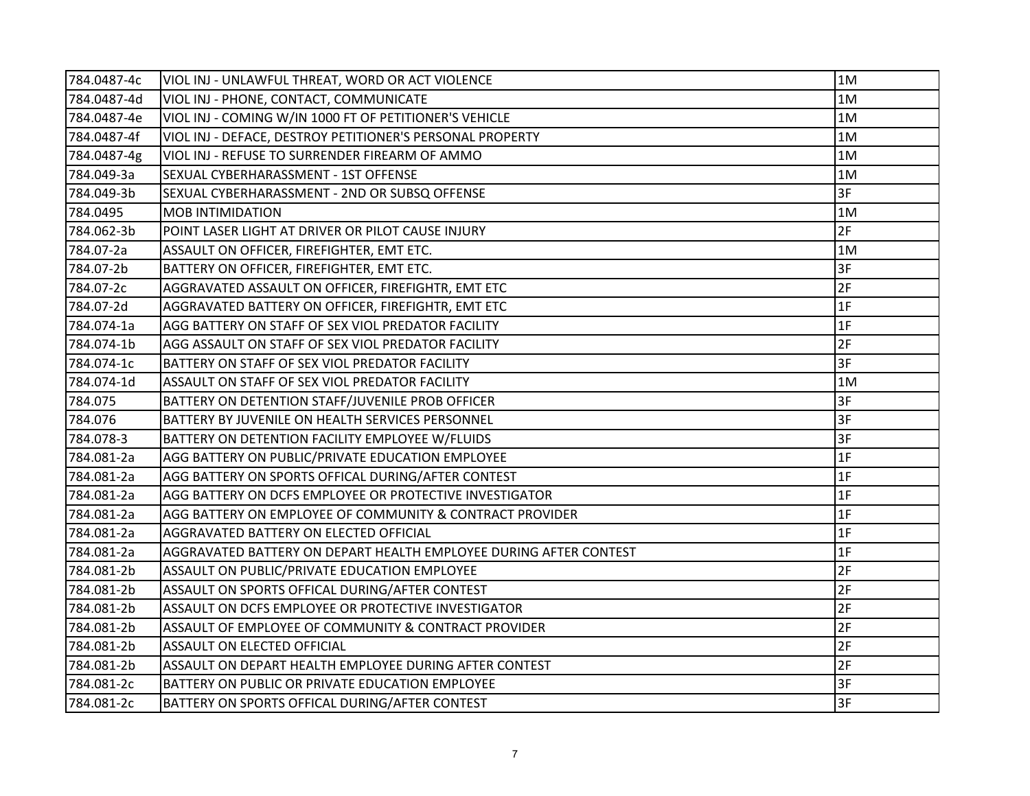| 784.0487-4c | VIOL INJ - UNLAWFUL THREAT, WORD OR ACT VIOLENCE | 1M |
|---|---|---|
| 784.0487-4d | VIOL INJ - PHONE, CONTACT, COMMUNICATE | 1M |
| 784.0487-4e | VIOL INJ - COMING W/IN 1000 FT OF PETITIONER'S VEHICLE | 1M |
| 784.0487-4f | VIOL INJ - DEFACE, DESTROY PETITIONER'S PERSONAL PROPERTY | 1M |
| 784.0487-4g | VIOL INJ - REFUSE TO SURRENDER FIREARM OF AMMO | 1M |
| 784.049-3a | SEXUAL CYBERHARASSMENT - 1ST OFFENSE | 1M |
| 784.049-3b | SEXUAL CYBERHARASSMENT - 2ND OR SUBSQ OFFENSE | 3F |
| 784.0495 | MOB INTIMIDATION | 1M |
| 784.062-3b | POINT LASER LIGHT AT DRIVER OR PILOT CAUSE INJURY | 2F |
| 784.07-2a | ASSAULT ON OFFICER, FIREFIGHTER, EMT ETC. | 1M |
| 784.07-2b | BATTERY ON OFFICER, FIREFIGHTER, EMT ETC. | 3F |
| 784.07-2c | AGGRAVATED ASSAULT ON OFFICER, FIREFIGHTR, EMT ETC | 2F |
| 784.07-2d | AGGRAVATED BATTERY ON OFFICER, FIREFIGHTR, EMT ETC | 1F |
| 784.074-1a | AGG BATTERY ON STAFF OF SEX VIOL PREDATOR FACILITY | 1F |
| 784.074-1b | AGG ASSAULT ON STAFF OF SEX VIOL PREDATOR FACILITY | 2F |
| 784.074-1c | BATTERY ON STAFF OF SEX VIOL PREDATOR FACILITY | 3F |
| 784.074-1d | ASSAULT ON STAFF OF SEX VIOL PREDATOR FACILITY | 1M |
| 784.075 | BATTERY ON DETENTION STAFF/JUVENILE PROB OFFICER | 3F |
| 784.076 | BATTERY BY JUVENILE ON HEALTH SERVICES PERSONNEL | 3F |
| 784.078-3 | BATTERY ON DETENTION FACILITY EMPLOYEE W/FLUIDS | 3F |
| 784.081-2a | AGG BATTERY ON PUBLIC/PRIVATE EDUCATION EMPLOYEE | 1F |
| 784.081-2a | AGG BATTERY ON SPORTS OFFICAL DURING/AFTER CONTEST | 1F |
| 784.081-2a | AGG BATTERY ON DCFS EMPLOYEE OR PROTECTIVE INVESTIGATOR | 1F |
| 784.081-2a | AGG BATTERY ON EMPLOYEE OF COMMUNITY & CONTRACT PROVIDER | 1F |
| 784.081-2a | AGGRAVATED BATTERY ON ELECTED OFFICIAL | 1F |
| 784.081-2a | AGGRAVATED BATTERY ON DEPART HEALTH EMPLOYEE DURING AFTER CONTEST | 1F |
| 784.081-2b | ASSAULT ON PUBLIC/PRIVATE EDUCATION EMPLOYEE | 2F |
| 784.081-2b | ASSAULT ON SPORTS OFFICAL DURING/AFTER CONTEST | 2F |
| 784.081-2b | ASSAULT ON DCFS EMPLOYEE OR PROTECTIVE INVESTIGATOR | 2F |
| 784.081-2b | ASSAULT OF EMPLOYEE OF COMMUNITY & CONTRACT PROVIDER | 2F |
| 784.081-2b | ASSAULT ON ELECTED OFFICIAL | 2F |
| 784.081-2b | ASSAULT ON DEPART HEALTH EMPLOYEE DURING AFTER CONTEST | 2F |
| 784.081-2c | BATTERY ON PUBLIC OR PRIVATE EDUCATION EMPLOYEE | 3F |
| 784.081-2c | BATTERY ON SPORTS OFFICAL DURING/AFTER CONTEST | 3F |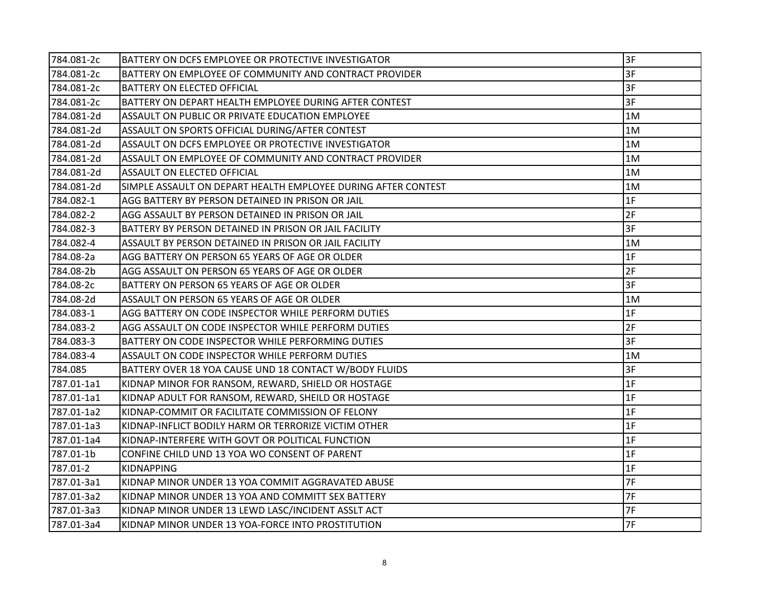| | | |
|---|---|---|
| 784.081-2c | BATTERY ON DCFS EMPLOYEE OR PROTECTIVE INVESTIGATOR | 3F |
| 784.081-2c | BATTERY ON EMPLOYEE OF COMMUNITY AND CONTRACT PROVIDER | 3F |
| 784.081-2c | BATTERY ON ELECTED OFFICIAL | 3F |
| 784.081-2c | BATTERY ON DEPART HEALTH EMPLOYEE DURING AFTER CONTEST | 3F |
| 784.081-2d | ASSAULT ON PUBLIC OR PRIVATE EDUCATION EMPLOYEE | 1M |
| 784.081-2d | ASSAULT ON SPORTS OFFICIAL DURING/AFTER CONTEST | 1M |
| 784.081-2d | ASSAULT ON DCFS EMPLOYEE OR PROTECTIVE INVESTIGATOR | 1M |
| 784.081-2d | ASSAULT ON EMPLOYEE OF COMMUNITY AND CONTRACT PROVIDER | 1M |
| 784.081-2d | ASSAULT ON ELECTED OFFICIAL | 1M |
| 784.081-2d | SIMPLE ASSAULT ON DEPART HEALTH EMPLOYEE DURING AFTER CONTEST | 1M |
| 784.082-1 | AGG BATTERY BY PERSON DETAINED IN PRISON OR JAIL | 1F |
| 784.082-2 | AGG ASSAULT BY PERSON DETAINED IN PRISON OR JAIL | 2F |
| 784.082-3 | BATTERY BY PERSON DETAINED IN PRISON OR JAIL FACILITY | 3F |
| 784.082-4 | ASSAULT BY PERSON DETAINED IN PRISON OR JAIL FACILITY | 1M |
| 784.08-2a | AGG BATTERY ON PERSON 65 YEARS OF AGE OR OLDER | 1F |
| 784.08-2b | AGG ASSAULT ON PERSON 65 YEARS OF AGE OR OLDER | 2F |
| 784.08-2c | BATTERY ON PERSON 65 YEARS OF AGE OR OLDER | 3F |
| 784.08-2d | ASSAULT ON PERSON 65 YEARS OF AGE OR OLDER | 1M |
| 784.083-1 | AGG BATTERY ON CODE INSPECTOR WHILE PERFORM DUTIES | 1F |
| 784.083-2 | AGG ASSAULT ON CODE INSPECTOR WHILE PERFORM DUTIES | 2F |
| 784.083-3 | BATTERY ON CODE INSPECTOR WHILE PERFORMING DUTIES | 3F |
| 784.083-4 | ASSAULT ON CODE INSPECTOR WHILE PERFORM DUTIES | 1M |
| 784.085 | BATTERY OVER 18 YOA CAUSE UND 18 CONTACT W/BODY FLUIDS | 3F |
| 787.01-1a1 | KIDNAP MINOR FOR RANSOM, REWARD, SHIELD OR HOSTAGE | 1F |
| 787.01-1a1 | KIDNAP ADULT FOR RANSOM, REWARD, SHEILD OR HOSTAGE | 1F |
| 787.01-1a2 | KIDNAP-COMMIT OR FACILITATE COMMISSION OF FELONY | 1F |
| 787.01-1a3 | KIDNAP-INFLICT BODILY HARM OR TERRORIZE VICTIM OTHER | 1F |
| 787.01-1a4 | KIDNAP-INTERFERE WITH GOVT OR POLITICAL FUNCTION | 1F |
| 787.01-1b | CONFINE CHILD UND 13 YOA WO CONSENT OF PARENT | 1F |
| 787.01-2 | KIDNAPPING | 1F |
| 787.01-3a1 | KIDNAP MINOR UNDER 13 YOA COMMIT AGGRAVATED ABUSE | 7F |
| 787.01-3a2 | KIDNAP MINOR UNDER 13 YOA AND COMMITT SEX BATTERY | 7F |
| 787.01-3a3 | KIDNAP MINOR UNDER 13 LEWD LASC/INCIDENT ASSLT ACT | 7F |
| 787.01-3a4 | KIDNAP MINOR UNDER 13 YOA-FORCE INTO PROSTITUTION | 7F |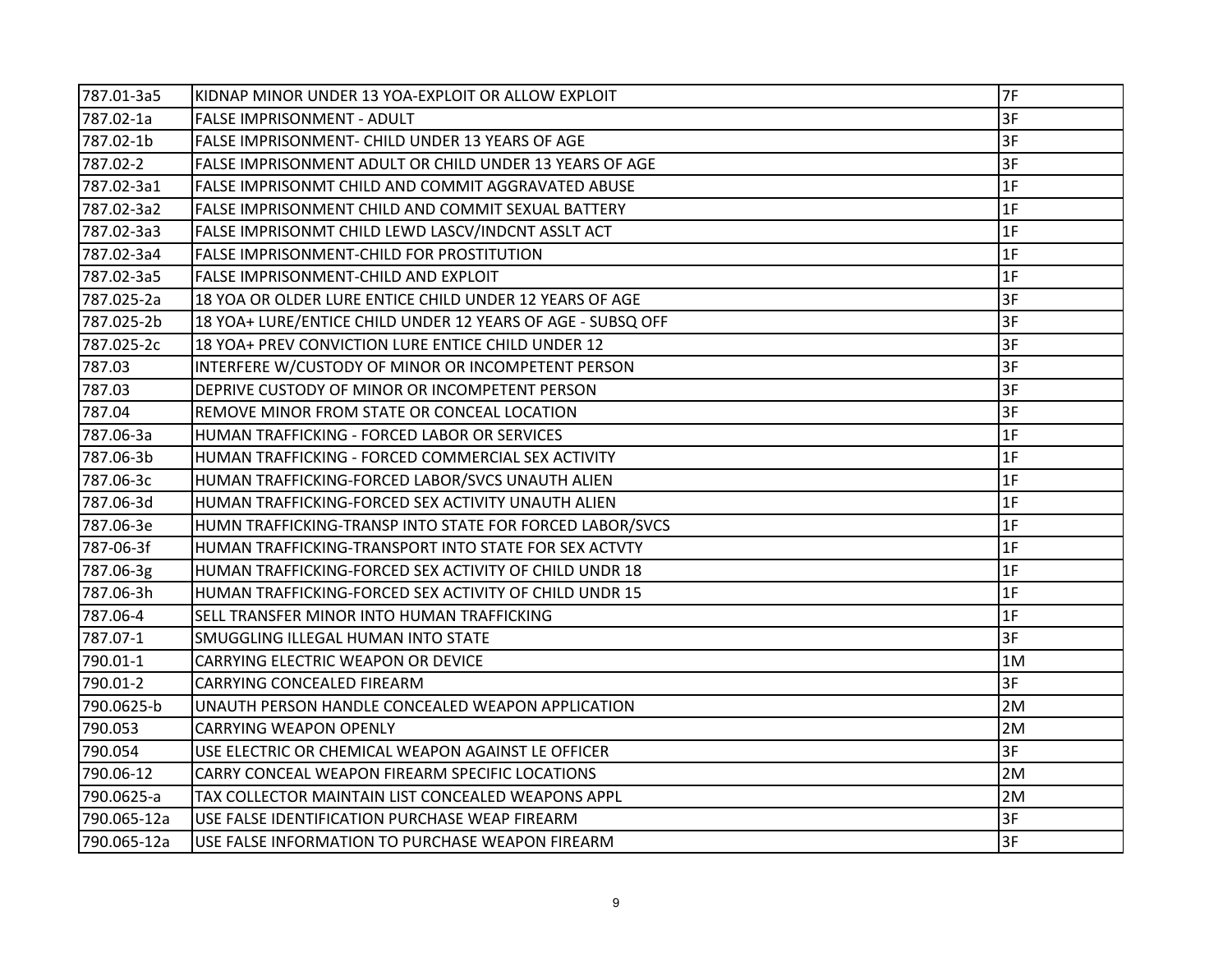| | | |
|---|---|---|
| 787.01-3a5 | KIDNAP MINOR UNDER 13 YOA-EXPLOIT OR ALLOW EXPLOIT | 7F |
| 787.02-1a | FALSE IMPRISONMENT - ADULT | 3F |
| 787.02-1b | FALSE IMPRISONMENT- CHILD UNDER 13 YEARS OF AGE | 3F |
| 787.02-2 | FALSE IMPRISONMENT ADULT OR CHILD UNDER 13 YEARS OF AGE | 3F |
| 787.02-3a1 | FALSE IMPRISONMT CHILD AND COMMIT AGGRAVATED ABUSE | 1F |
| 787.02-3a2 | FALSE IMPRISONMENT CHILD AND COMMIT SEXUAL BATTERY | 1F |
| 787.02-3a3 | FALSE IMPRISONMT CHILD LEWD LASCV/INDCNT ASSLT ACT | 1F |
| 787.02-3a4 | FALSE IMPRISONMENT-CHILD FOR PROSTITUTION | 1F |
| 787.02-3a5 | FALSE IMPRISONMENT-CHILD AND EXPLOIT | 1F |
| 787.025-2a | 18 YOA OR OLDER LURE ENTICE CHILD UNDER 12 YEARS OF AGE | 3F |
| 787.025-2b | 18 YOA+ LURE/ENTICE CHILD UNDER 12 YEARS OF AGE - SUBSQ OFF | 3F |
| 787.025-2c | 18 YOA+ PREV CONVICTION LURE ENTICE CHILD UNDER 12 | 3F |
| 787.03 | INTERFERE W/CUSTODY OF MINOR OR INCOMPETENT PERSON | 3F |
| 787.03 | DEPRIVE CUSTODY OF MINOR OR INCOMPETENT PERSON | 3F |
| 787.04 | REMOVE MINOR FROM STATE OR CONCEAL LOCATION | 3F |
| 787.06-3a | HUMAN TRAFFICKING - FORCED LABOR OR SERVICES | 1F |
| 787.06-3b | HUMAN TRAFFICKING - FORCED COMMERCIAL SEX ACTIVITY | 1F |
| 787.06-3c | HUMAN TRAFFICKING-FORCED LABOR/SVCS UNAUTH ALIEN | 1F |
| 787.06-3d | HUMAN TRAFFICKING-FORCED SEX ACTIVITY UNAUTH ALIEN | 1F |
| 787.06-3e | HUMN TRAFFICKING-TRANSP INTO STATE FOR FORCED LABOR/SVCS | 1F |
| 787-06-3f | HUMAN TRAFFICKING-TRANSPORT INTO STATE FOR SEX ACTVTY | 1F |
| 787.06-3g | HUMAN TRAFFICKING-FORCED SEX ACTIVITY OF CHILD UNDR 18 | 1F |
| 787.06-3h | HUMAN TRAFFICKING-FORCED SEX ACTIVITY OF CHILD UNDR 15 | 1F |
| 787.06-4 | SELL TRANSFER MINOR INTO HUMAN TRAFFICKING | 1F |
| 787.07-1 | SMUGGLING ILLEGAL HUMAN INTO STATE | 3F |
| 790.01-1 | CARRYING ELECTRIC WEAPON OR DEVICE | 1M |
| 790.01-2 | CARRYING CONCEALED FIREARM | 3F |
| 790.0625-b | UNAUTH PERSON HANDLE CONCEALED WEAPON APPLICATION | 2M |
| 790.053 | CARRYING WEAPON OPENLY | 2M |
| 790.054 | USE ELECTRIC OR CHEMICAL WEAPON AGAINST LE OFFICER | 3F |
| 790.06-12 | CARRY CONCEAL WEAPON FIREARM SPECIFIC LOCATIONS | 2M |
| 790.0625-a | TAX COLLECTOR MAINTAIN LIST CONCEALED WEAPONS APPL | 2M |
| 790.065-12a | USE FALSE IDENTIFICATION PURCHASE WEAP FIREARM | 3F |
| 790.065-12a | USE FALSE INFORMATION TO PURCHASE WEAPON FIREARM | 3F |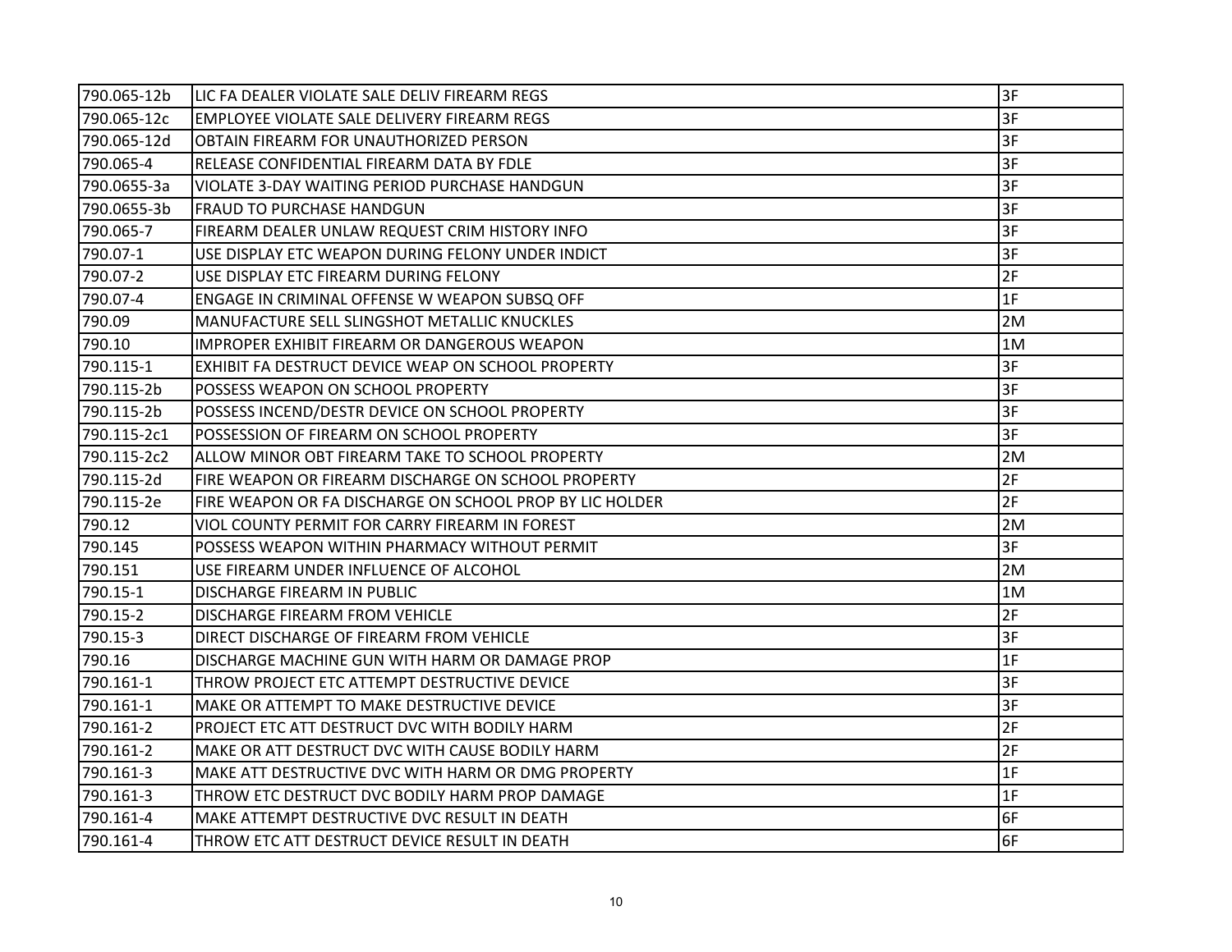| 790.065-12b | LIC FA DEALER VIOLATE SALE DELIV FIREARM REGS | 3F |
|---|---|---|
| 790.065-12c | EMPLOYEE VIOLATE SALE DELIVERY FIREARM REGS | 3F |
| 790.065-12d | OBTAIN FIREARM FOR UNAUTHORIZED PERSON | 3F |
| 790.065-4 | RELEASE CONFIDENTIAL FIREARM DATA BY FDLE | 3F |
| 790.0655-3a | VIOLATE 3-DAY WAITING PERIOD PURCHASE HANDGUN | 3F |
| 790.0655-3b | FRAUD TO PURCHASE HANDGUN | 3F |
| 790.065-7 | FIREARM DEALER UNLAW REQUEST CRIM HISTORY INFO | 3F |
| 790.07-1 | USE DISPLAY ETC WEAPON DURING FELONY UNDER INDICT | 3F |
| 790.07-2 | USE DISPLAY ETC FIREARM DURING FELONY | 2F |
| 790.07-4 | ENGAGE IN CRIMINAL OFFENSE W WEAPON SUBSQ OFF | 1F |
| 790.09 | MANUFACTURE SELL SLINGSHOT METALLIC KNUCKLES | 2M |
| 790.10 | IMPROPER EXHIBIT FIREARM OR DANGEROUS WEAPON | 1M |
| 790.115-1 | EXHIBIT FA DESTRUCT DEVICE WEAP ON SCHOOL PROPERTY | 3F |
| 790.115-2b | POSSESS WEAPON ON SCHOOL PROPERTY | 3F |
| 790.115-2b | POSSESS INCEND/DESTR DEVICE ON SCHOOL PROPERTY | 3F |
| 790.115-2c1 | POSSESSION OF FIREARM ON SCHOOL PROPERTY | 3F |
| 790.115-2c2 | ALLOW MINOR OBT FIREARM TAKE TO SCHOOL PROPERTY | 2M |
| 790.115-2d | FIRE WEAPON OR FIREARM DISCHARGE ON SCHOOL PROPERTY | 2F |
| 790.115-2e | FIRE WEAPON OR FA DISCHARGE ON SCHOOL PROP BY LIC HOLDER | 2F |
| 790.12 | VIOL COUNTY PERMIT FOR CARRY FIREARM IN FOREST | 2M |
| 790.145 | POSSESS WEAPON WITHIN PHARMACY WITHOUT PERMIT | 3F |
| 790.151 | USE FIREARM UNDER INFLUENCE OF ALCOHOL | 2M |
| 790.15-1 | DISCHARGE FIREARM IN PUBLIC | 1M |
| 790.15-2 | DISCHARGE FIREARM FROM VEHICLE | 2F |
| 790.15-3 | DIRECT DISCHARGE OF FIREARM FROM VEHICLE | 3F |
| 790.16 | DISCHARGE MACHINE GUN WITH HARM OR DAMAGE PROP | 1F |
| 790.161-1 | THROW PROJECT ETC ATTEMPT DESTRUCTIVE DEVICE | 3F |
| 790.161-1 | MAKE OR ATTEMPT TO MAKE DESTRUCTIVE DEVICE | 3F |
| 790.161-2 | PROJECT ETC ATT DESTRUCT DVC WITH BODILY HARM | 2F |
| 790.161-2 | MAKE OR ATT DESTRUCT DVC WITH CAUSE BODILY HARM | 2F |
| 790.161-3 | MAKE ATT DESTRUCTIVE DVC WITH HARM OR DMG PROPERTY | 1F |
| 790.161-3 | THROW ETC DESTRUCT DVC BODILY HARM PROP DAMAGE | 1F |
| 790.161-4 | MAKE ATTEMPT DESTRUCTIVE DVC RESULT IN DEATH | 6F |
| 790.161-4 | THROW ETC ATT DESTRUCT DEVICE RESULT IN DEATH | 6F |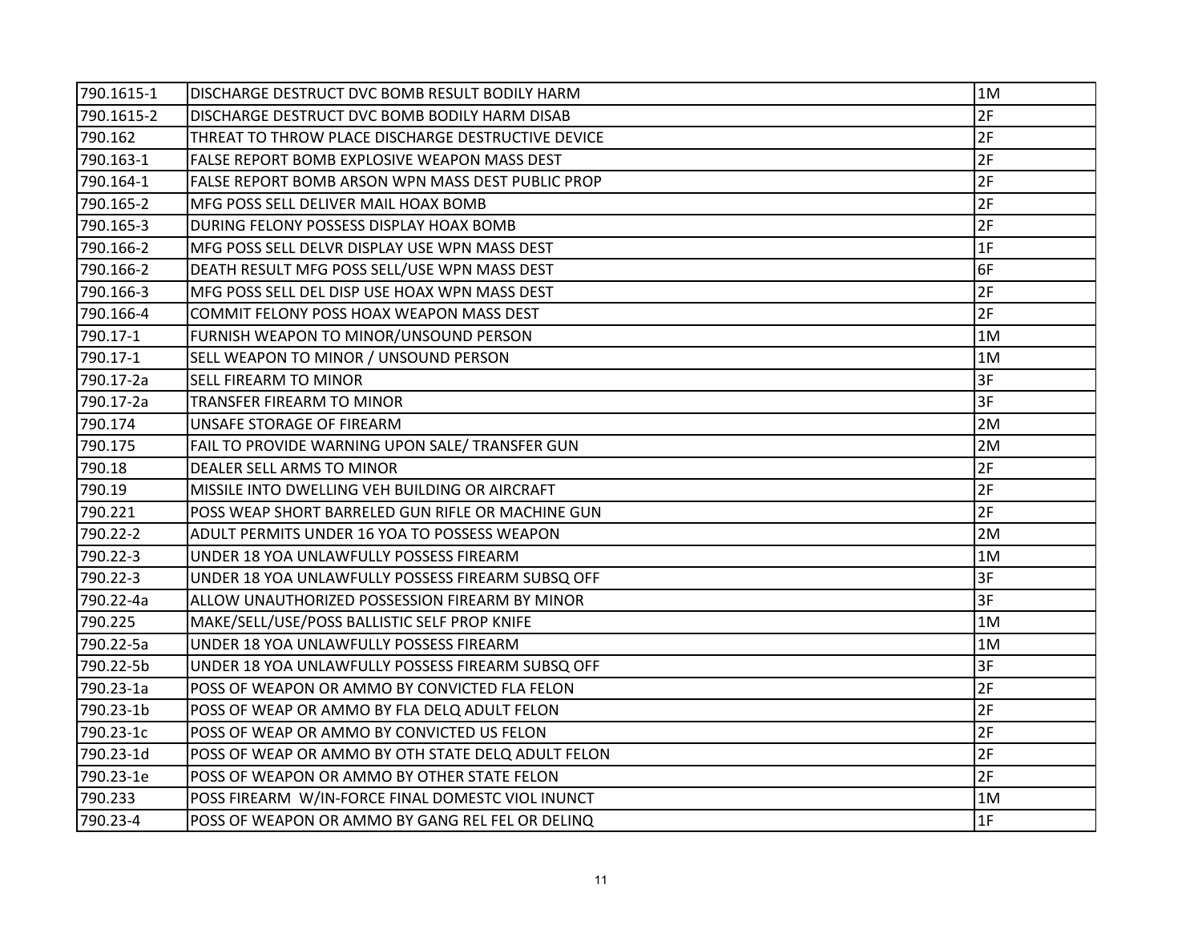| 790.1615-1 | DISCHARGE DESTRUCT DVC BOMB RESULT BODILY HARM | 1M |
|---|---|---|
| 790.1615-2 | DISCHARGE DESTRUCT DVC BOMB BODILY HARM DISAB | 2F |
| 790.162 | THREAT TO THROW PLACE DISCHARGE DESTRUCTIVE DEVICE | 2F |
| 790.163-1 | FALSE REPORT BOMB EXPLOSIVE WEAPON MASS DEST | 2F |
| 790.164-1 | FALSE REPORT BOMB ARSON WPN MASS DEST PUBLIC PROP | 2F |
| 790.165-2 | MFG POSS SELL DELIVER MAIL HOAX BOMB | 2F |
| 790.165-3 | DURING FELONY POSSESS DISPLAY HOAX BOMB | 2F |
| 790.166-2 | MFG POSS SELL DELVR DISPLAY USE WPN MASS DEST | 1F |
| 790.166-2 | DEATH RESULT MFG POSS SELL/USE WPN MASS DEST | 6F |
| 790.166-3 | MFG POSS SELL DEL DISP USE HOAX WPN MASS DEST | 2F |
| 790.166-4 | COMMIT FELONY POSS HOAX WEAPON MASS DEST | 2F |
| 790.17-1 | FURNISH WEAPON TO MINOR/UNSOUND PERSON | 1M |
| 790.17-1 | SELL WEAPON TO MINOR / UNSOUND PERSON | 1M |
| 790.17-2a | SELL FIREARM TO MINOR | 3F |
| 790.17-2a | TRANSFER FIREARM TO MINOR | 3F |
| 790.174 | UNSAFE STORAGE OF FIREARM | 2M |
| 790.175 | FAIL TO PROVIDE WARNING UPON SALE/ TRANSFER GUN | 2M |
| 790.18 | DEALER SELL ARMS TO MINOR | 2F |
| 790.19 | MISSILE INTO DWELLING VEH BUILDING OR AIRCRAFT | 2F |
| 790.221 | POSS WEAP SHORT BARRELED GUN RIFLE OR MACHINE GUN | 2F |
| 790.22-2 | ADULT PERMITS UNDER 16 YOA TO POSSESS WEAPON | 2M |
| 790.22-3 | UNDER 18 YOA UNLAWFULLY POSSESS FIREARM | 1M |
| 790.22-3 | UNDER 18 YOA UNLAWFULLY POSSESS FIREARM SUBSQ OFF | 3F |
| 790.22-4a | ALLOW UNAUTHORIZED POSSESSION FIREARM BY MINOR | 3F |
| 790.225 | MAKE/SELL/USE/POSS BALLISTIC SELF PROP KNIFE | 1M |
| 790.22-5a | UNDER 18 YOA UNLAWFULLY POSSESS FIREARM | 1M |
| 790.22-5b | UNDER 18 YOA UNLAWFULLY POSSESS FIREARM SUBSQ OFF | 3F |
| 790.23-1a | POSS OF WEAPON OR AMMO BY CONVICTED FLA FELON | 2F |
| 790.23-1b | POSS OF WEAP OR AMMO BY FLA DELQ ADULT FELON | 2F |
| 790.23-1c | POSS OF WEAP OR AMMO BY CONVICTED US FELON | 2F |
| 790.23-1d | POSS OF WEAP OR AMMO BY OTH STATE DELQ ADULT FELON | 2F |
| 790.23-1e | POSS OF WEAPON OR AMMO BY OTHER STATE FELON | 2F |
| 790.233 | POSS FIREARM W/IN-FORCE FINAL DOMESTC VIOL INUNCT | 1M |
| 790.23-4 | POSS OF WEAPON OR AMMO BY GANG REL FEL OR DELINQ | 1F |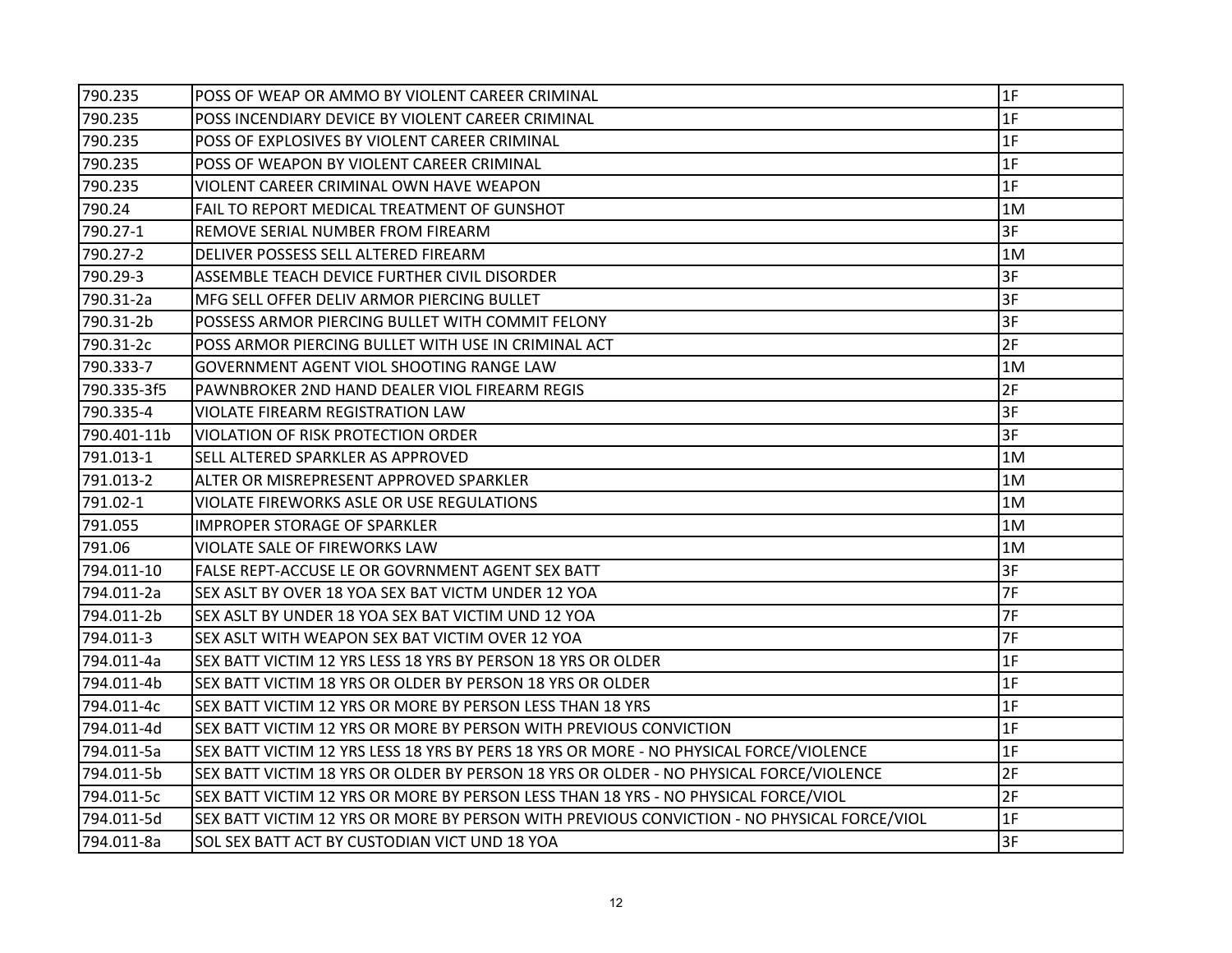| 790.235 | POSS OF WEAP OR AMMO BY VIOLENT CAREER CRIMINAL | 1F |
|---|---|---|
| 790.235 | POSS INCENDIARY DEVICE BY VIOLENT CAREER CRIMINAL | 1F |
| 790.235 | POSS OF EXPLOSIVES BY VIOLENT CAREER CRIMINAL | 1F |
| 790.235 | POSS OF WEAPON BY VIOLENT CAREER CRIMINAL | 1F |
| 790.235 | VIOLENT CAREER CRIMINAL OWN HAVE WEAPON | 1F |
| 790.24 | FAIL TO REPORT MEDICAL TREATMENT OF GUNSHOT | 1M |
| 790.27-1 | REMOVE SERIAL NUMBER FROM FIREARM | 3F |
| 790.27-2 | DELIVER POSSESS SELL ALTERED FIREARM | 1M |
| 790.29-3 | ASSEMBLE TEACH DEVICE FURTHER CIVIL DISORDER | 3F |
| 790.31-2a | MFG SELL OFFER DELIV ARMOR PIERCING BULLET | 3F |
| 790.31-2b | POSSESS ARMOR PIERCING BULLET WITH COMMIT FELONY | 3F |
| 790.31-2c | POSS ARMOR PIERCING BULLET WITH USE IN CRIMINAL ACT | 2F |
| 790.333-7 | GOVERNMENT AGENT VIOL SHOOTING RANGE LAW | 1M |
| 790.335-3f5 | PAWNBROKER 2ND HAND DEALER VIOL FIREARM REGIS | 2F |
| 790.335-4 | VIOLATE FIREARM REGISTRATION LAW | 3F |
| 790.401-11b | VIOLATION OF RISK PROTECTION ORDER | 3F |
| 791.013-1 | SELL ALTERED SPARKLER AS APPROVED | 1M |
| 791.013-2 | ALTER OR MISREPRESENT APPROVED SPARKLER | 1M |
| 791.02-1 | VIOLATE FIREWORKS ASLE OR USE REGULATIONS | 1M |
| 791.055 | IMPROPER STORAGE OF SPARKLER | 1M |
| 791.06 | VIOLATE SALE OF FIREWORKS LAW | 1M |
| 794.011-10 | FALSE REPT-ACCUSE LE OR GOVRNMENT AGENT SEX BATT | 3F |
| 794.011-2a | SEX ASLT BY OVER 18 YOA SEX BAT VICTM UNDER 12 YOA | 7F |
| 794.011-2b | SEX ASLT BY UNDER 18 YOA SEX BAT VICTIM UND 12 YOA | 7F |
| 794.011-3 | SEX ASLT WITH WEAPON SEX BAT VICTIM OVER 12 YOA | 7F |
| 794.011-4a | SEX BATT VICTIM 12 YRS LESS 18 YRS BY PERSON 18 YRS OR OLDER | 1F |
| 794.011-4b | SEX BATT VICTIM 18 YRS OR OLDER BY PERSON 18 YRS OR OLDER | 1F |
| 794.011-4c | SEX BATT VICTIM 12 YRS OR MORE BY PERSON LESS THAN 18 YRS | 1F |
| 794.011-4d | SEX BATT VICTIM 12 YRS OR MORE BY PERSON WITH PREVIOUS CONVICTION | 1F |
| 794.011-5a | SEX BATT VICTIM 12 YRS LESS 18 YRS BY PERS 18 YRS OR MORE - NO PHYSICAL FORCE/VIOLENCE | 1F |
| 794.011-5b | SEX BATT VICTIM 18 YRS OR OLDER BY PERSON 18 YRS OR OLDER - NO PHYSICAL FORCE/VIOLENCE | 2F |
| 794.011-5c | SEX BATT VICTIM 12 YRS OR MORE BY PERSON LESS THAN 18 YRS - NO PHYSICAL FORCE/VIOL | 2F |
| 794.011-5d | SEX BATT VICTIM 12 YRS OR MORE BY PERSON WITH PREVIOUS CONVICTION - NO PHYSICAL FORCE/VIOL | 1F |
| 794.011-8a | SOL SEX BATT ACT BY CUSTODIAN VICT UND 18 YOA | 3F |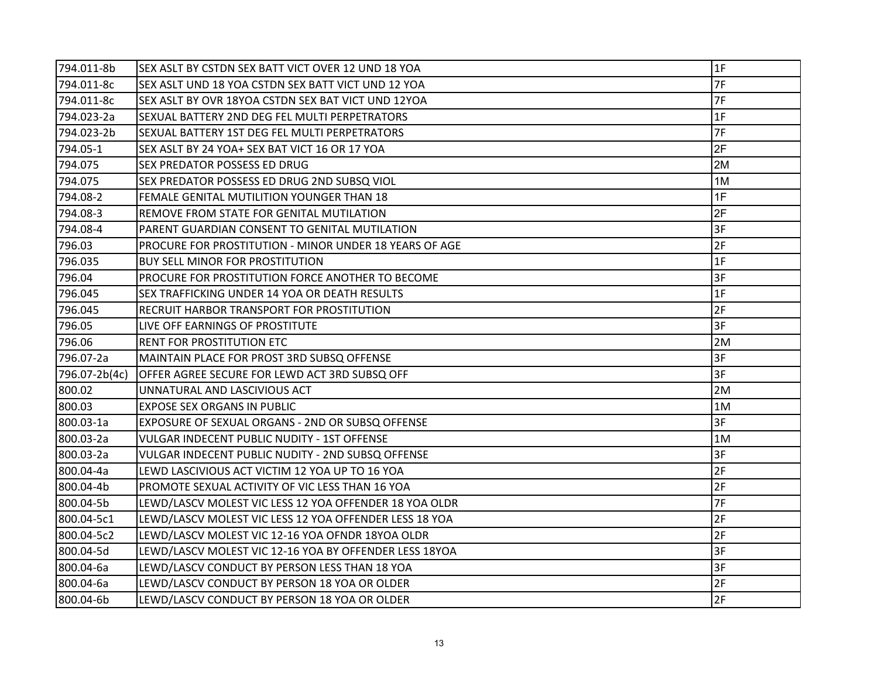| | | |
|---|---|---|
| 794.011-8b | SEX ASLT BY CSTDN SEX BATT VICT OVER 12 UND 18 YOA | 1F |
| 794.011-8c | SEX ASLT UND 18 YOA CSTDN SEX BATT VICT UND 12 YOA | 7F |
| 794.011-8c | SEX ASLT BY OVR 18YOA CSTDN SEX BAT VICT UND 12YOA | 7F |
| 794.023-2a | SEXUAL BATTERY 2ND DEG FEL MULTI PERPETRATORS | 1F |
| 794.023-2b | SEXUAL BATTERY 1ST DEG FEL MULTI PERPETRATORS | 7F |
| 794.05-1 | SEX ASLT BY 24 YOA+ SEX BAT VICT 16 OR 17 YOA | 2F |
| 794.075 | SEX PREDATOR POSSESS ED DRUG | 2M |
| 794.075 | SEX PREDATOR POSSESS ED DRUG 2ND SUBSQ VIOL | 1M |
| 794.08-2 | FEMALE GENITAL MUTILITION YOUNGER THAN 18 | 1F |
| 794.08-3 | REMOVE FROM STATE FOR GENITAL MUTILATION | 2F |
| 794.08-4 | PARENT GUARDIAN CONSENT TO GENITAL MUTILATION | 3F |
| 796.03 | PROCURE FOR PROSTITUTION - MINOR UNDER 18 YEARS OF AGE | 2F |
| 796.035 | BUY SELL MINOR FOR PROSTITUTION | 1F |
| 796.04 | PROCURE FOR PROSTITUTION FORCE ANOTHER TO BECOME | 3F |
| 796.045 | SEX TRAFFICKING UNDER 14 YOA OR DEATH RESULTS | 1F |
| 796.045 | RECRUIT HARBOR TRANSPORT FOR PROSTITUTION | 2F |
| 796.05 | LIVE OFF EARNINGS OF PROSTITUTE | 3F |
| 796.06 | RENT FOR PROSTITUTION ETC | 2M |
| 796.07-2a | MAINTAIN PLACE FOR PROST 3RD SUBSQ OFFENSE | 3F |
| 796.07-2b(4c) | OFFER AGREE SECURE FOR LEWD ACT 3RD SUBSQ OFF | 3F |
| 800.02 | UNNATURAL AND LASCIVIOUS ACT | 2M |
| 800.03 | EXPOSE SEX ORGANS IN PUBLIC | 1M |
| 800.03-1a | EXPOSURE OF SEXUAL ORGANS - 2ND OR SUBSQ OFFENSE | 3F |
| 800.03-2a | VULGAR INDECENT PUBLIC NUDITY - 1ST OFFENSE | 1M |
| 800.03-2a | VULGAR INDECENT PUBLIC NUDITY - 2ND SUBSQ OFFENSE | 3F |
| 800.04-4a | LEWD LASCIVIOUS ACT VICTIM 12 YOA UP TO 16 YOA | 2F |
| 800.04-4b | PROMOTE SEXUAL ACTIVITY OF VIC LESS THAN 16 YOA | 2F |
| 800.04-5b | LEWD/LASCV MOLEST VIC LESS 12 YOA OFFENDER 18 YOA OLDR | 7F |
| 800.04-5c1 | LEWD/LASCV MOLEST VIC LESS 12 YOA OFFENDER LESS 18 YOA | 2F |
| 800.04-5c2 | LEWD/LASCV MOLEST VIC 12-16 YOA OFNDR 18YOA OLDR | 2F |
| 800.04-5d | LEWD/LASCV MOLEST VIC 12-16 YOA BY OFFENDER LESS 18YOA | 3F |
| 800.04-6a | LEWD/LASCV CONDUCT BY PERSON LESS THAN 18 YOA | 3F |
| 800.04-6a | LEWD/LASCV CONDUCT BY PERSON 18 YOA OR OLDER | 2F |
| 800.04-6b | LEWD/LASCV CONDUCT BY PERSON 18 YOA OR OLDER | 2F |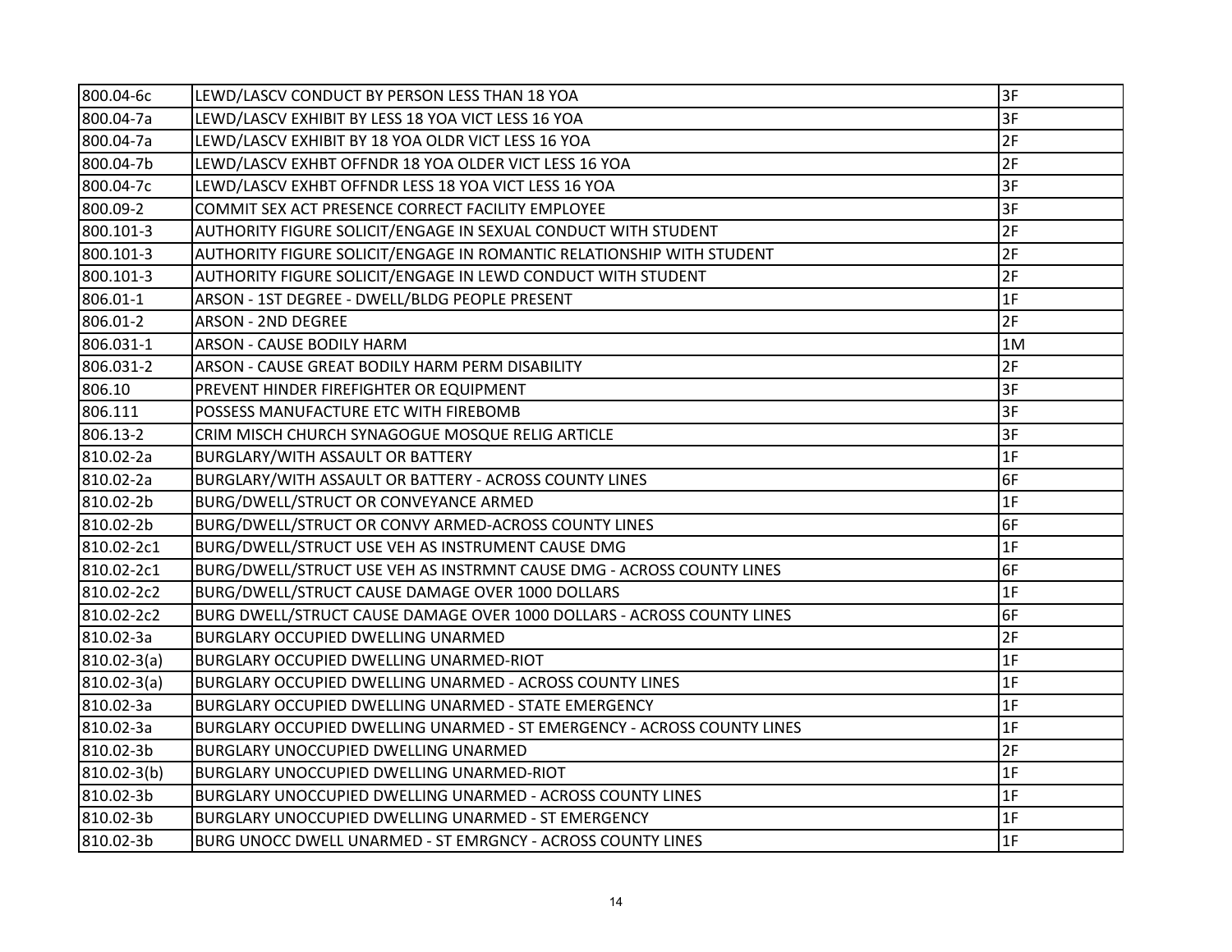| | | |
|---|---|---|
| 800.04-6c | LEWD/LASCV CONDUCT BY PERSON LESS THAN 18 YOA | 3F |
| 800.04-7a | LEWD/LASCV EXHIBIT BY LESS 18 YOA VICT LESS 16 YOA | 3F |
| 800.04-7a | LEWD/LASCV EXHIBIT BY 18 YOA OLDR VICT LESS 16 YOA | 2F |
| 800.04-7b | LEWD/LASCV EXHBT OFFNDR 18 YOA OLDER VICT LESS 16 YOA | 2F |
| 800.04-7c | LEWD/LASCV EXHBT OFFNDR LESS 18 YOA VICT LESS 16 YOA | 3F |
| 800.09-2 | COMMIT SEX ACT PRESENCE CORRECT FACILITY EMPLOYEE | 3F |
| 800.101-3 | AUTHORITY FIGURE SOLICIT/ENGAGE IN SEXUAL CONDUCT WITH STUDENT | 2F |
| 800.101-3 | AUTHORITY FIGURE SOLICIT/ENGAGE IN ROMANTIC RELATIONSHIP WITH STUDENT | 2F |
| 800.101-3 | AUTHORITY FIGURE SOLICIT/ENGAGE IN LEWD CONDUCT WITH STUDENT | 2F |
| 806.01-1 | ARSON - 1ST DEGREE - DWELL/BLDG PEOPLE PRESENT | 1F |
| 806.01-2 | ARSON - 2ND DEGREE | 2F |
| 806.031-1 | ARSON - CAUSE BODILY HARM | 1M |
| 806.031-2 | ARSON - CAUSE GREAT BODILY HARM PERM DISABILITY | 2F |
| 806.10 | PREVENT HINDER FIREFIGHTER OR EQUIPMENT | 3F |
| 806.111 | POSSESS MANUFACTURE ETC WITH FIREBOMB | 3F |
| 806.13-2 | CRIM MISCH CHURCH SYNAGOGUE MOSQUE RELIG ARTICLE | 3F |
| 810.02-2a | BURGLARY/WITH ASSAULT OR BATTERY | 1F |
| 810.02-2a | BURGLARY/WITH ASSAULT OR BATTERY - ACROSS COUNTY LINES | 6F |
| 810.02-2b | BURG/DWELL/STRUCT OR CONVEYANCE ARMED | 1F |
| 810.02-2b | BURG/DWELL/STRUCT OR CONVY ARMED-ACROSS COUNTY LINES | 6F |
| 810.02-2c1 | BURG/DWELL/STRUCT USE VEH AS INSTRUMENT CAUSE DMG | 1F |
| 810.02-2c1 | BURG/DWELL/STRUCT USE VEH AS INSTRMNT CAUSE DMG - ACROSS COUNTY LINES | 6F |
| 810.02-2c2 | BURG/DWELL/STRUCT CAUSE DAMAGE OVER 1000 DOLLARS | 1F |
| 810.02-2c2 | BURG DWELL/STRUCT CAUSE DAMAGE OVER 1000 DOLLARS - ACROSS COUNTY LINES | 6F |
| 810.02-3a | BURGLARY OCCUPIED DWELLING UNARMED | 2F |
| 810.02-3(a) | BURGLARY OCCUPIED DWELLING UNARMED-RIOT | 1F |
| 810.02-3(a) | BURGLARY OCCUPIED DWELLING UNARMED - ACROSS COUNTY LINES | 1F |
| 810.02-3a | BURGLARY OCCUPIED DWELLING UNARMED - STATE EMERGENCY | 1F |
| 810.02-3a | BURGLARY OCCUPIED DWELLING UNARMED - ST EMERGENCY - ACROSS COUNTY LINES | 1F |
| 810.02-3b | BURGLARY UNOCCUPIED DWELLING UNARMED | 2F |
| 810.02-3(b) | BURGLARY UNOCCUPIED DWELLING UNARMED-RIOT | 1F |
| 810.02-3b | BURGLARY UNOCCUPIED DWELLING UNARMED - ACROSS COUNTY LINES | 1F |
| 810.02-3b | BURGLARY UNOCCUPIED DWELLING UNARMED - ST EMERGENCY | 1F |
| 810.02-3b | BURG UNOCC DWELL UNARMED - ST EMRGNCY - ACROSS COUNTY LINES | 1F |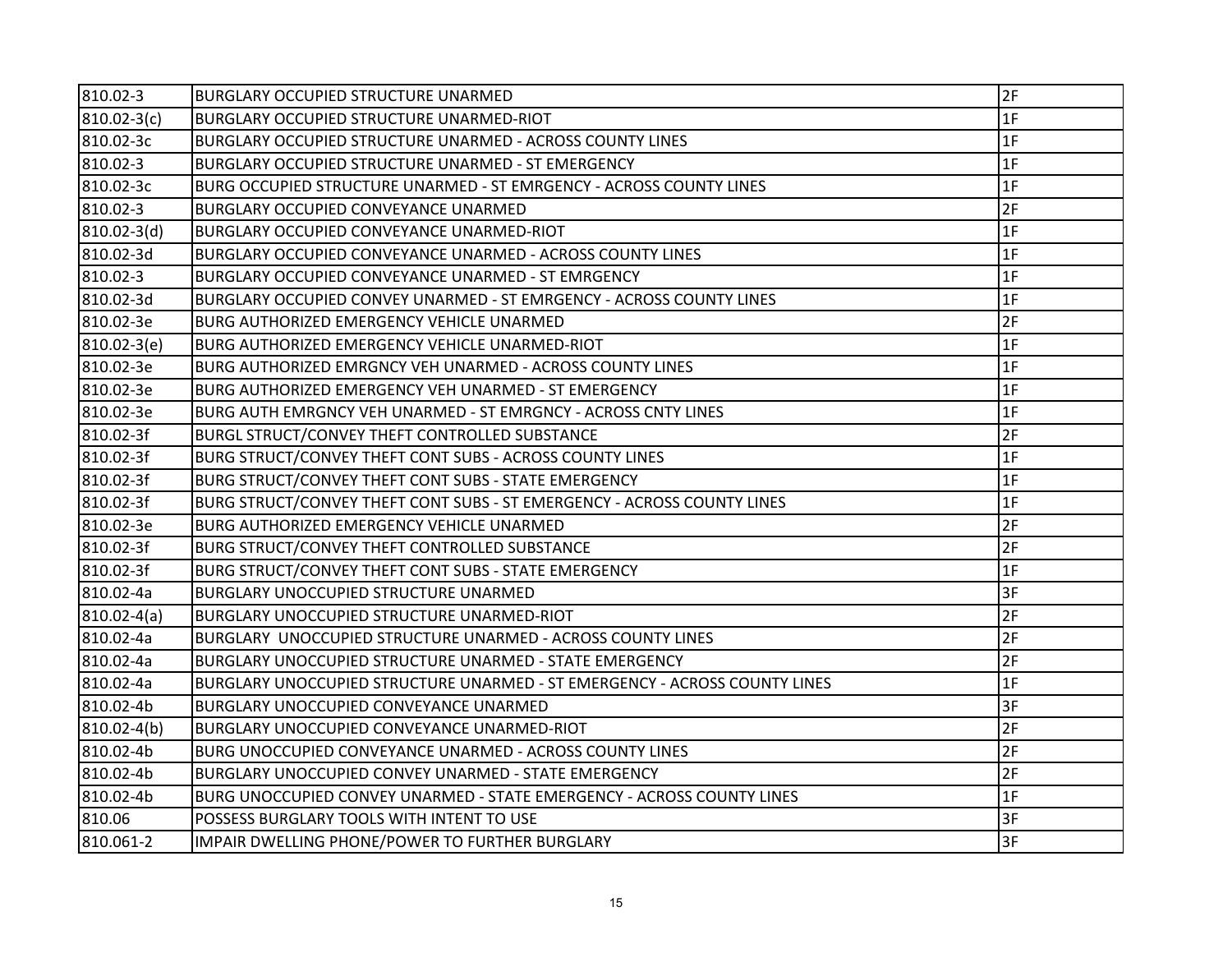| | | |
|---|---|---|
| 810.02-3 | BURGLARY OCCUPIED STRUCTURE UNARMED | 2F |
| 810.02-3(c) | BURGLARY OCCUPIED STRUCTURE UNARMED-RIOT | 1F |
| 810.02-3c | BURGLARY OCCUPIED STRUCTURE UNARMED - ACROSS COUNTY LINES | 1F |
| 810.02-3 | BURGLARY OCCUPIED STRUCTURE UNARMED - ST EMERGENCY | 1F |
| 810.02-3c | BURG OCCUPIED STRUCTURE UNARMED - ST EMRGENCY - ACROSS COUNTY LINES | 1F |
| 810.02-3 | BURGLARY OCCUPIED CONVEYANCE UNARMED | 2F |
| 810.02-3(d) | BURGLARY OCCUPIED CONVEYANCE UNARMED-RIOT | 1F |
| 810.02-3d | BURGLARY OCCUPIED CONVEYANCE UNARMED - ACROSS COUNTY LINES | 1F |
| 810.02-3 | BURGLARY OCCUPIED CONVEYANCE UNARMED - ST EMRGENCY | 1F |
| 810.02-3d | BURGLARY OCCUPIED CONVEY UNARMED - ST EMRGENCY - ACROSS COUNTY LINES | 1F |
| 810.02-3e | BURG AUTHORIZED EMERGENCY VEHICLE UNARMED | 2F |
| 810.02-3(e) | BURG AUTHORIZED EMERGENCY VEHICLE UNARMED-RIOT | 1F |
| 810.02-3e | BURG AUTHORIZED EMRGNCY VEH UNARMED - ACROSS COUNTY LINES | 1F |
| 810.02-3e | BURG AUTHORIZED EMERGENCY VEH UNARMED - ST EMERGENCY | 1F |
| 810.02-3e | BURG AUTH EMRGNCY VEH UNARMED - ST EMRGNCY - ACROSS CNTY LINES | 1F |
| 810.02-3f | BURGL STRUCT/CONVEY THEFT CONTROLLED SUBSTANCE | 2F |
| 810.02-3f | BURG STRUCT/CONVEY THEFT CONT SUBS - ACROSS COUNTY LINES | 1F |
| 810.02-3f | BURG STRUCT/CONVEY THEFT CONT SUBS - STATE EMERGENCY | 1F |
| 810.02-3f | BURG STRUCT/CONVEY THEFT CONT SUBS - ST EMERGENCY - ACROSS COUNTY LINES | 1F |
| 810.02-3e | BURG AUTHORIZED EMERGENCY VEHICLE UNARMED | 2F |
| 810.02-3f | BURG STRUCT/CONVEY THEFT CONTROLLED SUBSTANCE | 2F |
| 810.02-3f | BURG STRUCT/CONVEY THEFT CONT SUBS - STATE EMERGENCY | 1F |
| 810.02-4a | BURGLARY UNOCCUPIED STRUCTURE UNARMED | 3F |
| 810.02-4(a) | BURGLARY UNOCCUPIED STRUCTURE UNARMED-RIOT | 2F |
| 810.02-4a | BURGLARY UNOCCUPIED STRUCTURE UNARMED - ACROSS COUNTY LINES | 2F |
| 810.02-4a | BURGLARY UNOCCUPIED STRUCTURE UNARMED - STATE EMERGENCY | 2F |
| 810.02-4a | BURGLARY UNOCCUPIED STRUCTURE UNARMED - ST EMERGENCY - ACROSS COUNTY LINES | 1F |
| 810.02-4b | BURGLARY UNOCCUPIED CONVEYANCE UNARMED | 3F |
| 810.02-4(b) | BURGLARY UNOCCUPIED CONVEYANCE UNARMED-RIOT | 2F |
| 810.02-4b | BURG UNOCCUPIED CONVEYANCE UNARMED - ACROSS COUNTY LINES | 2F |
| 810.02-4b | BURGLARY UNOCCUPIED CONVEY UNARMED - STATE EMERGENCY | 2F |
| 810.02-4b | BURG UNOCCUPIED CONVEY UNARMED - STATE EMERGENCY - ACROSS COUNTY LINES | 1F |
| 810.06 | POSSESS BURGLARY TOOLS WITH INTENT TO USE | 3F |
| 810.061-2 | IMPAIR DWELLING PHONE/POWER TO FURTHER BURGLARY | 3F |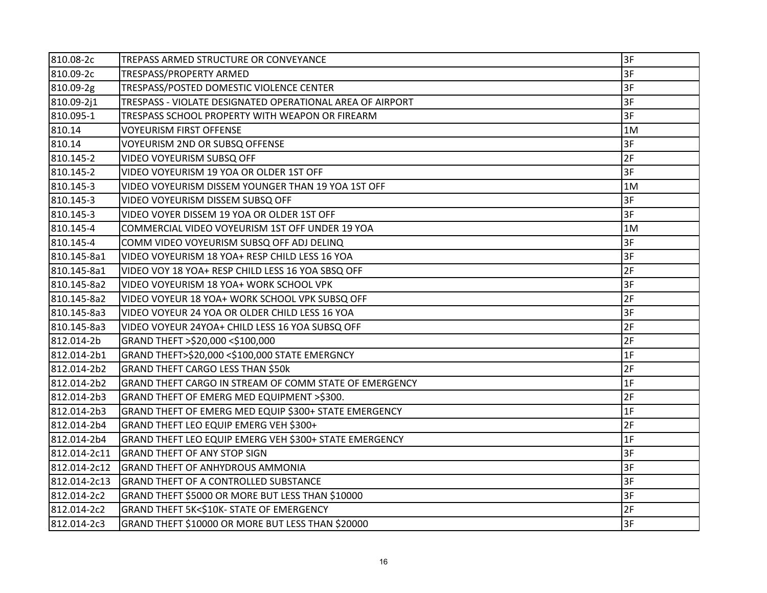| | | |
|---|---|---|
| 810.08-2c | TREPASS ARMED STRUCTURE OR CONVEYANCE | 3F |
| 810.09-2c | TRESPASS/PROPERTY ARMED | 3F |
| 810.09-2g | TRESPASS/POSTED DOMESTIC VIOLENCE CENTER | 3F |
| 810.09-2j1 | TRESPASS - VIOLATE DESIGNATED OPERATIONAL AREA OF AIRPORT | 3F |
| 810.095-1 | TRESPASS SCHOOL PROPERTY WITH WEAPON OR FIREARM | 3F |
| 810.14 | VOYEURISM FIRST OFFENSE | 1M |
| 810.14 | VOYEURISM 2ND OR SUBSQ OFFENSE | 3F |
| 810.145-2 | VIDEO VOYEURISM SUBSQ OFF | 2F |
| 810.145-2 | VIDEO VOYEURISM 19 YOA OR OLDER 1ST OFF | 3F |
| 810.145-3 | VIDEO VOYEURISM DISSEM YOUNGER THAN 19 YOA 1ST OFF | 1M |
| 810.145-3 | VIDEO VOYEURISM DISSEM SUBSQ OFF | 3F |
| 810.145-3 | VIDEO VOYER DISSEM 19 YOA OR OLDER 1ST OFF | 3F |
| 810.145-4 | COMMERCIAL VIDEO VOYEURISM 1ST OFF UNDER 19 YOA | 1M |
| 810.145-4 | COMM VIDEO VOYEURISM SUBSQ OFF ADJ DELINQ | 3F |
| 810.145-8a1 | VIDEO VOYEURISM 18 YOA+ RESP CHILD LESS 16 YOA | 3F |
| 810.145-8a1 | VIDEO VOY 18 YOA+ RESP CHILD LESS 16 YOA SBSQ OFF | 2F |
| 810.145-8a2 | VIDEO VOYEURISM 18 YOA+ WORK SCHOOL VPK | 3F |
| 810.145-8a2 | VIDEO VOYEUR 18 YOA+ WORK SCHOOL VPK SUBSQ OFF | 2F |
| 810.145-8a3 | VIDEO VOYEUR 24 YOA OR OLDER CHILD LESS 16 YOA | 3F |
| 810.145-8a3 | VIDEO VOYEUR 24YOA+ CHILD LESS 16 YOA SUBSQ OFF | 2F |
| 812.014-2b | GRAND THEFT >$20,000 <$100,000 | 2F |
| 812.014-2b1 | GRAND THEFT>$20,000 <$100,000 STATE EMERGNCY | 1F |
| 812.014-2b2 | GRAND THEFT CARGO LESS THAN $50k | 2F |
| 812.014-2b2 | GRAND THEFT CARGO IN STREAM OF COMM STATE OF EMERGENCY | 1F |
| 812.014-2b3 | GRAND THEFT OF EMERG MED EQUIPMENT >$300. | 2F |
| 812.014-2b3 | GRAND THEFT OF EMERG MED EQUIP $300+ STATE EMERGENCY | 1F |
| 812.014-2b4 | GRAND THEFT LEO EQUIP EMERG VEH $300+ | 2F |
| 812.014-2b4 | GRAND THEFT LEO EQUIP EMERG VEH $300+ STATE EMERGENCY | 1F |
| 812.014-2c11 | GRAND THEFT OF ANY STOP SIGN | 3F |
| 812.014-2c12 | GRAND THEFT OF ANHYDROUS AMMONIA | 3F |
| 812.014-2c13 | GRAND THEFT OF A CONTROLLED SUBSTANCE | 3F |
| 812.014-2c2 | GRAND THEFT $5000 OR MORE BUT LESS THAN $10000 | 3F |
| 812.014-2c2 | GRAND THEFT 5K<$10K- STATE OF EMERGENCY | 2F |
| 812.014-2c3 | GRAND THEFT $10000 OR MORE BUT LESS THAN $20000 | 3F |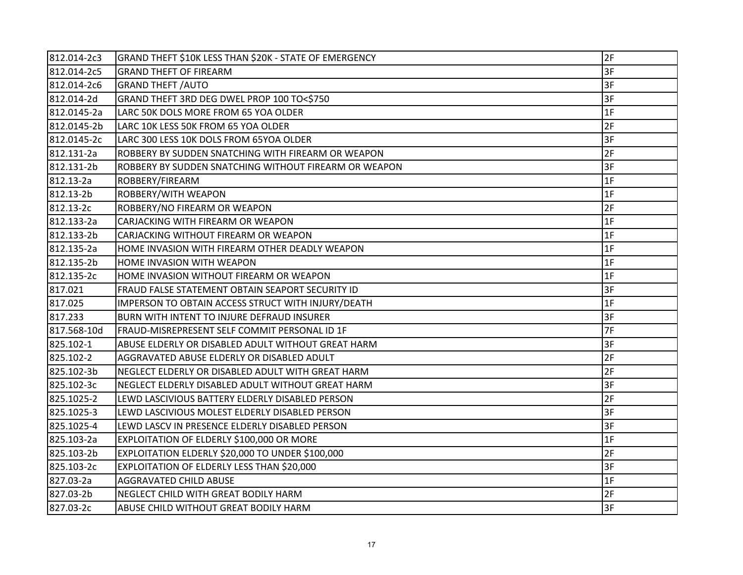| | | |
|---|---|---|
| 812.014-2c3 | GRAND THEFT $10K LESS THAN $20K - STATE OF EMERGENCY | 2F |
| 812.014-2c5 | GRAND THEFT OF FIREARM | 3F |
| 812.014-2c6 | GRAND THEFT /AUTO | 3F |
| 812.014-2d | GRAND THEFT 3RD DEG DWEL PROP 100 TO<$750 | 3F |
| 812.0145-2a | LARC 50K DOLS MORE FROM 65 YOA OLDER | 1F |
| 812.0145-2b | LARC 10K LESS 50K FROM 65 YOA OLDER | 2F |
| 812.0145-2c | LARC 300 LESS 10K DOLS FROM 65YOA OLDER | 3F |
| 812.131-2a | ROBBERY BY SUDDEN SNATCHING WITH FIREARM OR WEAPON | 2F |
| 812.131-2b | ROBBERY BY SUDDEN SNATCHING WITHOUT FIREARM OR WEAPON | 3F |
| 812.13-2a | ROBBERY/FIREARM | 1F |
| 812.13-2b | ROBBERY/WITH WEAPON | 1F |
| 812.13-2c | ROBBERY/NO FIREARM OR WEAPON | 2F |
| 812.133-2a | CARJACKING WITH FIREARM OR WEAPON | 1F |
| 812.133-2b | CARJACKING WITHOUT FIREARM OR WEAPON | 1F |
| 812.135-2a | HOME INVASION WITH FIREARM OTHER DEADLY WEAPON | 1F |
| 812.135-2b | HOME INVASION WITH WEAPON | 1F |
| 812.135-2c | HOME INVASION WITHOUT FIREARM OR WEAPON | 1F |
| 817.021 | FRAUD FALSE STATEMENT OBTAIN SEAPORT SECURITY ID | 3F |
| 817.025 | IMPERSON TO OBTAIN ACCESS STRUCT WITH INJURY/DEATH | 1F |
| 817.233 | BURN WITH INTENT TO INJURE DEFRAUD INSURER | 3F |
| 817.568-10d | FRAUD-MISREPRESENT SELF COMMIT PERSONAL ID 1F | 7F |
| 825.102-1 | ABUSE ELDERLY OR DISABLED ADULT WITHOUT GREAT HARM | 3F |
| 825.102-2 | AGGRAVATED ABUSE ELDERLY OR DISABLED ADULT | 2F |
| 825.102-3b | NEGLECT ELDERLY OR DISABLED ADULT WITH GREAT HARM | 2F |
| 825.102-3c | NEGLECT ELDERLY DISABLED ADULT WITHOUT GREAT HARM | 3F |
| 825.1025-2 | LEWD LASCIVIOUS BATTERY ELDERLY DISABLED PERSON | 2F |
| 825.1025-3 | LEWD LASCIVIOUS MOLEST ELDERLY DISABLED PERSON | 3F |
| 825.1025-4 | LEWD LASCV IN PRESENCE ELDERLY DISABLED PERSON | 3F |
| 825.103-2a | EXPLOITATION OF ELDERLY $100,000 OR MORE | 1F |
| 825.103-2b | EXPLOITATION ELDERLY $20,000 TO UNDER $100,000 | 2F |
| 825.103-2c | EXPLOITATION OF ELDERLY LESS THAN $20,000 | 3F |
| 827.03-2a | AGGRAVATED CHILD ABUSE | 1F |
| 827.03-2b | NEGLECT CHILD WITH GREAT BODILY HARM | 2F |
| 827.03-2c | ABUSE CHILD WITHOUT GREAT BODILY HARM | 3F |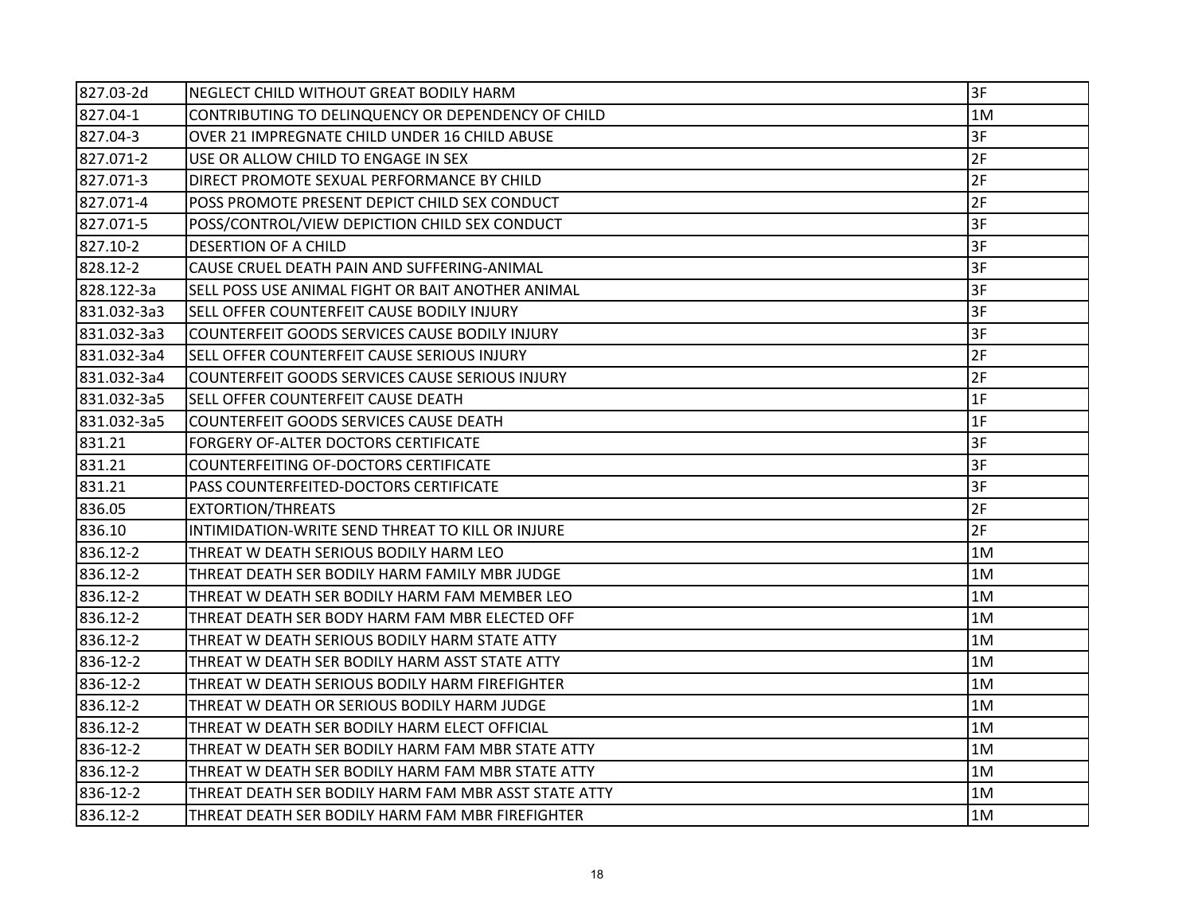| | | |
|---|---|---|
| 827.03-2d | NEGLECT CHILD WITHOUT GREAT BODILY HARM | 3F |
| 827.04-1 | CONTRIBUTING TO DELINQUENCY OR DEPENDENCY OF CHILD | 1M |
| 827.04-3 | OVER 21 IMPREGNATE CHILD UNDER 16 CHILD ABUSE | 3F |
| 827.071-2 | USE OR ALLOW CHILD TO ENGAGE IN SEX | 2F |
| 827.071-3 | DIRECT PROMOTE SEXUAL PERFORMANCE BY CHILD | 2F |
| 827.071-4 | POSS PROMOTE PRESENT DEPICT CHILD SEX CONDUCT | 2F |
| 827.071-5 | POSS/CONTROL/VIEW DEPICTION CHILD SEX CONDUCT | 3F |
| 827.10-2 | DESERTION OF A CHILD | 3F |
| 828.12-2 | CAUSE CRUEL DEATH PAIN AND SUFFERING-ANIMAL | 3F |
| 828.122-3a | SELL POSS USE ANIMAL FIGHT OR BAIT ANOTHER ANIMAL | 3F |
| 831.032-3a3 | SELL OFFER COUNTERFEIT CAUSE BODILY INJURY | 3F |
| 831.032-3a3 | COUNTERFEIT GOODS SERVICES CAUSE BODILY INJURY | 3F |
| 831.032-3a4 | SELL OFFER COUNTERFEIT CAUSE SERIOUS INJURY | 2F |
| 831.032-3a4 | COUNTERFEIT GOODS SERVICES CAUSE SERIOUS INJURY | 2F |
| 831.032-3a5 | SELL OFFER COUNTERFEIT CAUSE DEATH | 1F |
| 831.032-3a5 | COUNTERFEIT GOODS SERVICES CAUSE DEATH | 1F |
| 831.21 | FORGERY OF-ALTER DOCTORS CERTIFICATE | 3F |
| 831.21 | COUNTERFEITING OF-DOCTORS CERTIFICATE | 3F |
| 831.21 | PASS COUNTERFEITED-DOCTORS CERTIFICATE | 3F |
| 836.05 | EXTORTION/THREATS | 2F |
| 836.10 | INTIMIDATION-WRITE SEND THREAT TO KILL OR INJURE | 2F |
| 836.12-2 | THREAT W DEATH SERIOUS BODILY HARM LEO | 1M |
| 836.12-2 | THREAT DEATH SER BODILY HARM FAMILY MBR JUDGE | 1M |
| 836.12-2 | THREAT W DEATH SER BODILY HARM FAM MEMBER LEO | 1M |
| 836.12-2 | THREAT DEATH SER BODY HARM FAM MBR ELECTED OFF | 1M |
| 836.12-2 | THREAT W DEATH SERIOUS BODILY HARM STATE ATTY | 1M |
| 836-12-2 | THREAT W DEATH SER BODILY HARM ASST STATE ATTY | 1M |
| 836-12-2 | THREAT W DEATH SERIOUS BODILY HARM FIREFIGHTER | 1M |
| 836.12-2 | THREAT W DEATH OR SERIOUS BODILY HARM JUDGE | 1M |
| 836.12-2 | THREAT W DEATH SER BODILY HARM ELECT OFFICIAL | 1M |
| 836-12-2 | THREAT W DEATH SER BODILY HARM FAM MBR STATE ATTY | 1M |
| 836.12-2 | THREAT W DEATH SER BODILY HARM FAM MBR STATE ATTY | 1M |
| 836-12-2 | THREAT DEATH SER BODILY HARM FAM MBR ASST STATE ATTY | 1M |
| 836.12-2 | THREAT DEATH SER BODILY HARM FAM MBR FIREFIGHTER | 1M |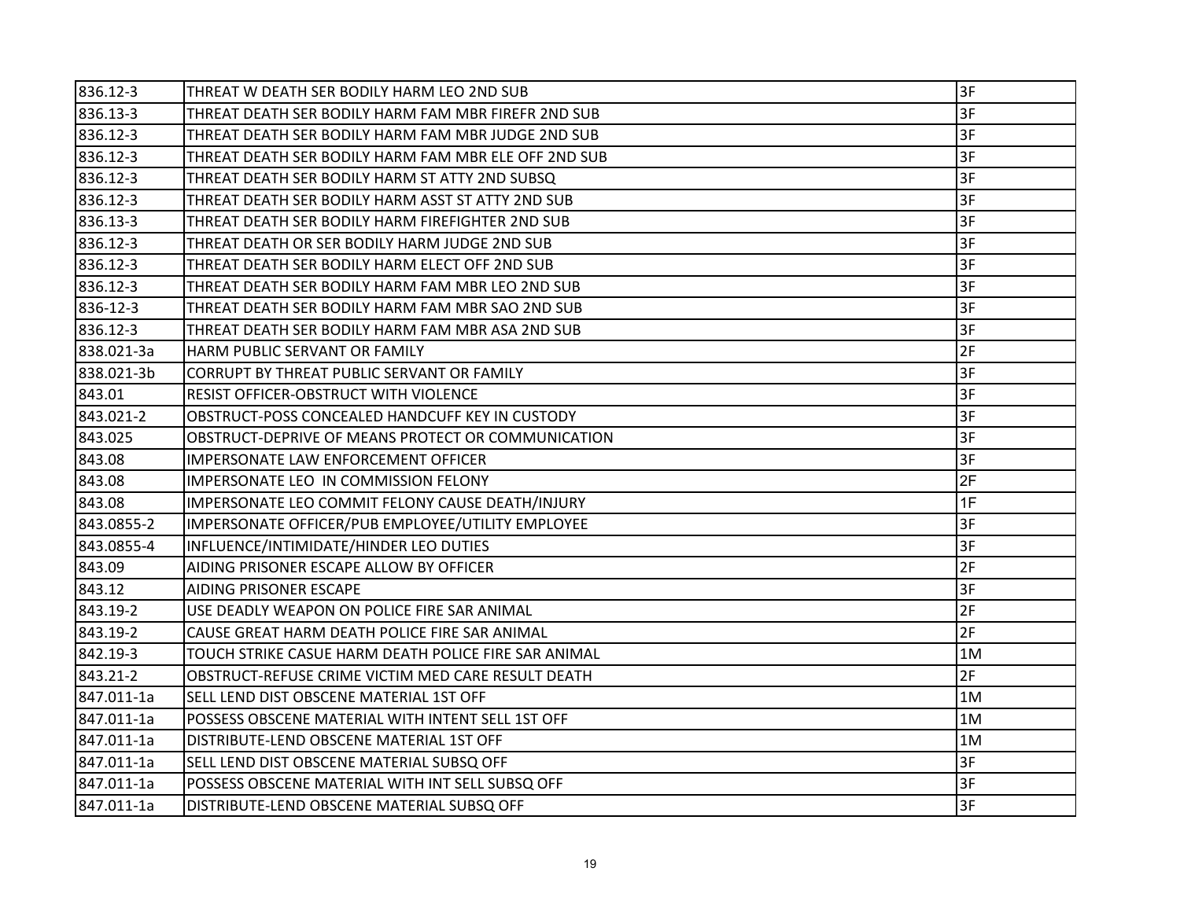| 836.12-3 | THREAT W DEATH SER BODILY HARM LEO 2ND SUB | 3F |
|---|---|---|
| 836.13-3 | THREAT DEATH SER BODILY HARM FAM MBR FIREFR 2ND SUB | 3F |
| 836.12-3 | THREAT DEATH SER BODILY HARM FAM MBR JUDGE 2ND SUB | 3F |
| 836.12-3 | THREAT DEATH SER BODILY HARM FAM MBR ELE OFF 2ND SUB | 3F |
| 836.12-3 | THREAT DEATH SER BODILY HARM ST ATTY 2ND SUBSQ | 3F |
| 836.12-3 | THREAT DEATH SER BODILY HARM ASST ST ATTY 2ND SUB | 3F |
| 836.13-3 | THREAT DEATH SER BODILY HARM FIREFIGHTER 2ND SUB | 3F |
| 836.12-3 | THREAT DEATH OR SER BODILY HARM JUDGE 2ND SUB | 3F |
| 836.12-3 | THREAT DEATH SER BODILY HARM ELECT OFF 2ND SUB | 3F |
| 836.12-3 | THREAT DEATH SER BODILY HARM FAM MBR LEO 2ND SUB | 3F |
| 836-12-3 | THREAT DEATH SER BODILY HARM FAM MBR SAO 2ND SUB | 3F |
| 836.12-3 | THREAT DEATH SER BODILY HARM FAM MBR ASA 2ND SUB | 3F |
| 838.021-3a | HARM PUBLIC SERVANT OR FAMILY | 2F |
| 838.021-3b | CORRUPT BY THREAT PUBLIC SERVANT OR FAMILY | 3F |
| 843.01 | RESIST OFFICER-OBSTRUCT WITH VIOLENCE | 3F |
| 843.021-2 | OBSTRUCT-POSS CONCEALED HANDCUFF KEY IN CUSTODY | 3F |
| 843.025 | OBSTRUCT-DEPRIVE OF MEANS PROTECT OR COMMUNICATION | 3F |
| 843.08 | IMPERSONATE LAW ENFORCEMENT OFFICER | 3F |
| 843.08 | IMPERSONATE LEO IN COMMISSION FELONY | 2F |
| 843.08 | IMPERSONATE LEO COMMIT FELONY CAUSE DEATH/INJURY | 1F |
| 843.0855-2 | IMPERSONATE OFFICER/PUB EMPLOYEE/UTILITY EMPLOYEE | 3F |
| 843.0855-4 | INFLUENCE/INTIMIDATE/HINDER LEO DUTIES | 3F |
| 843.09 | AIDING PRISONER ESCAPE ALLOW BY OFFICER | 2F |
| 843.12 | AIDING PRISONER ESCAPE | 3F |
| 843.19-2 | USE DEADLY WEAPON ON POLICE FIRE SAR ANIMAL | 2F |
| 843.19-2 | CAUSE GREAT HARM DEATH POLICE FIRE SAR ANIMAL | 2F |
| 842.19-3 | TOUCH STRIKE CASUE HARM DEATH POLICE FIRE SAR ANIMAL | 1M |
| 843.21-2 | OBSTRUCT-REFUSE CRIME VICTIM MED CARE RESULT DEATH | 2F |
| 847.011-1a | SELL LEND DIST OBSCENE MATERIAL 1ST OFF | 1M |
| 847.011-1a | POSSESS OBSCENE MATERIAL WITH INTENT SELL 1ST OFF | 1M |
| 847.011-1a | DISTRIBUTE-LEND OBSCENE MATERIAL 1ST OFF | 1M |
| 847.011-1a | SELL LEND DIST OBSCENE MATERIAL SUBSQ OFF | 3F |
| 847.011-1a | POSSESS OBSCENE MATERIAL WITH INT SELL SUBSQ OFF | 3F |
| 847.011-1a | DISTRIBUTE-LEND OBSCENE MATERIAL SUBSQ OFF | 3F |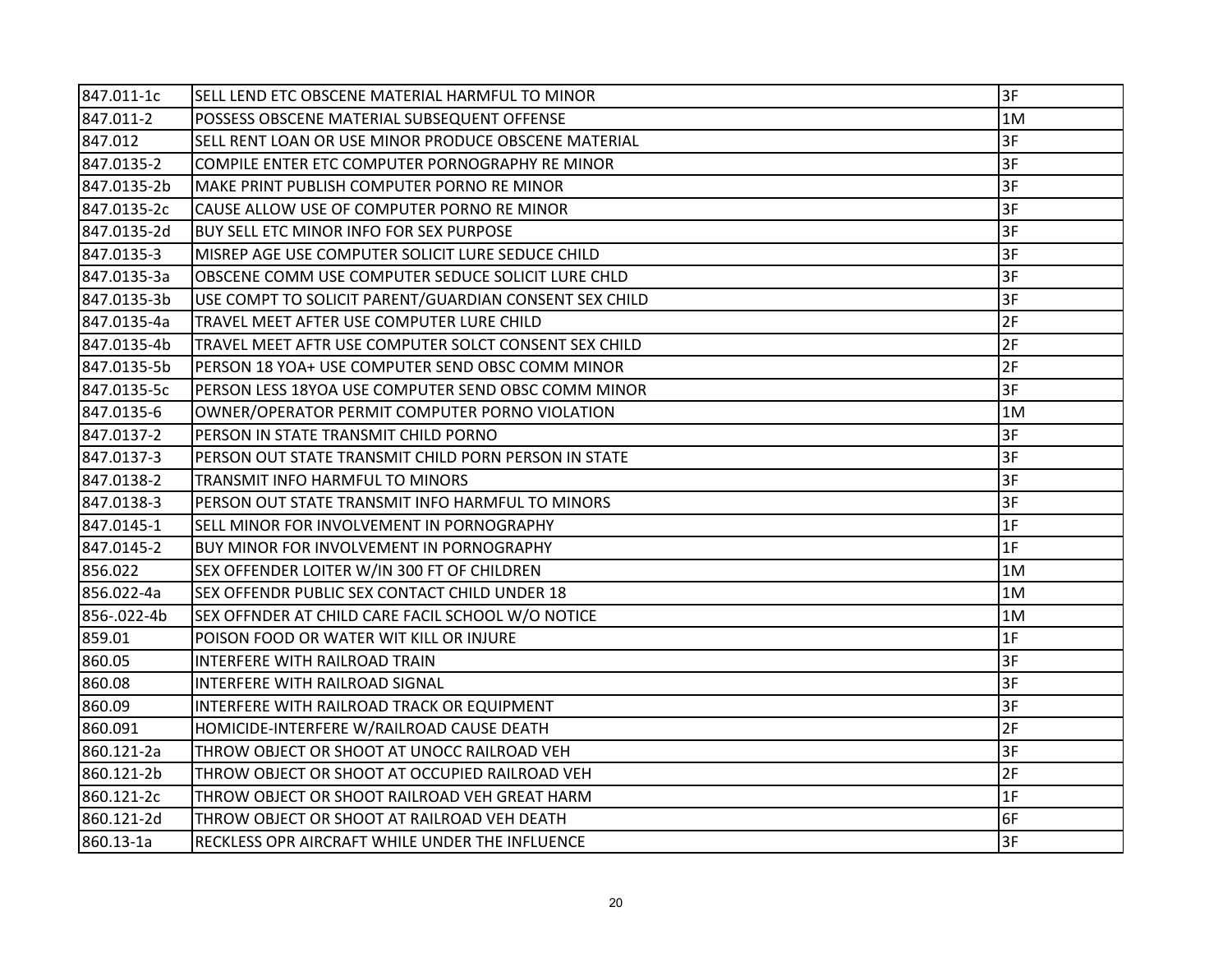| | | |
|---|---|---|
| 847.011-1c | SELL LEND ETC OBSCENE MATERIAL HARMFUL TO MINOR | 3F |
| 847.011-2 | POSSESS OBSCENE MATERIAL SUBSEQUENT OFFENSE | 1M |
| 847.012 | SELL RENT LOAN OR USE MINOR PRODUCE OBSCENE MATERIAL | 3F |
| 847.0135-2 | COMPILE ENTER ETC COMPUTER PORNOGRAPHY RE MINOR | 3F |
| 847.0135-2b | MAKE PRINT PUBLISH COMPUTER PORNO RE MINOR | 3F |
| 847.0135-2c | CAUSE ALLOW USE OF COMPUTER PORNO RE MINOR | 3F |
| 847.0135-2d | BUY SELL ETC MINOR INFO FOR SEX PURPOSE | 3F |
| 847.0135-3 | MISREP AGE USE COMPUTER SOLICIT LURE SEDUCE CHILD | 3F |
| 847.0135-3a | OBSCENE COMM USE COMPUTER SEDUCE SOLICIT LURE CHLD | 3F |
| 847.0135-3b | USE COMPT TO SOLICIT PARENT/GUARDIAN CONSENT SEX CHILD | 3F |
| 847.0135-4a | TRAVEL MEET AFTER USE COMPUTER LURE CHILD | 2F |
| 847.0135-4b | TRAVEL MEET AFTR USE COMPUTER SOLCT CONSENT SEX CHILD | 2F |
| 847.0135-5b | PERSON 18 YOA+ USE COMPUTER SEND OBSC COMM MINOR | 2F |
| 847.0135-5c | PERSON LESS 18YOA USE COMPUTER SEND OBSC COMM MINOR | 3F |
| 847.0135-6 | OWNER/OPERATOR PERMIT COMPUTER PORNO VIOLATION | 1M |
| 847.0137-2 | PERSON IN STATE TRANSMIT CHILD PORNO | 3F |
| 847.0137-3 | PERSON OUT STATE TRANSMIT CHILD PORN PERSON IN STATE | 3F |
| 847.0138-2 | TRANSMIT INFO HARMFUL TO MINORS | 3F |
| 847.0138-3 | PERSON OUT STATE TRANSMIT INFO HARMFUL TO MINORS | 3F |
| 847.0145-1 | SELL MINOR FOR INVOLVEMENT IN PORNOGRAPHY | 1F |
| 847.0145-2 | BUY MINOR FOR INVOLVEMENT IN PORNOGRAPHY | 1F |
| 856.022 | SEX OFFENDER LOITER W/IN 300 FT OF CHILDREN | 1M |
| 856.022-4a | SEX OFFENDR PUBLIC SEX CONTACT CHILD UNDER 18 | 1M |
| 856-.022-4b | SEX OFFNDER AT CHILD CARE FACIL SCHOOL W/O NOTICE | 1M |
| 859.01 | POISON FOOD OR WATER WIT KILL OR INJURE | 1F |
| 860.05 | INTERFERE WITH RAILROAD TRAIN | 3F |
| 860.08 | INTERFERE WITH RAILROAD SIGNAL | 3F |
| 860.09 | INTERFERE WITH RAILROAD TRACK OR EQUIPMENT | 3F |
| 860.091 | HOMICIDE-INTERFERE W/RAILROAD CAUSE DEATH | 2F |
| 860.121-2a | THROW OBJECT OR SHOOT AT UNOCC RAILROAD VEH | 3F |
| 860.121-2b | THROW OBJECT OR SHOOT AT OCCUPIED RAILROAD VEH | 2F |
| 860.121-2c | THROW OBJECT OR SHOOT RAILROAD VEH GREAT HARM | 1F |
| 860.121-2d | THROW OBJECT OR SHOOT AT RAILROAD VEH DEATH | 6F |
| 860.13-1a | RECKLESS OPR AIRCRAFT WHILE UNDER THE INFLUENCE | 3F |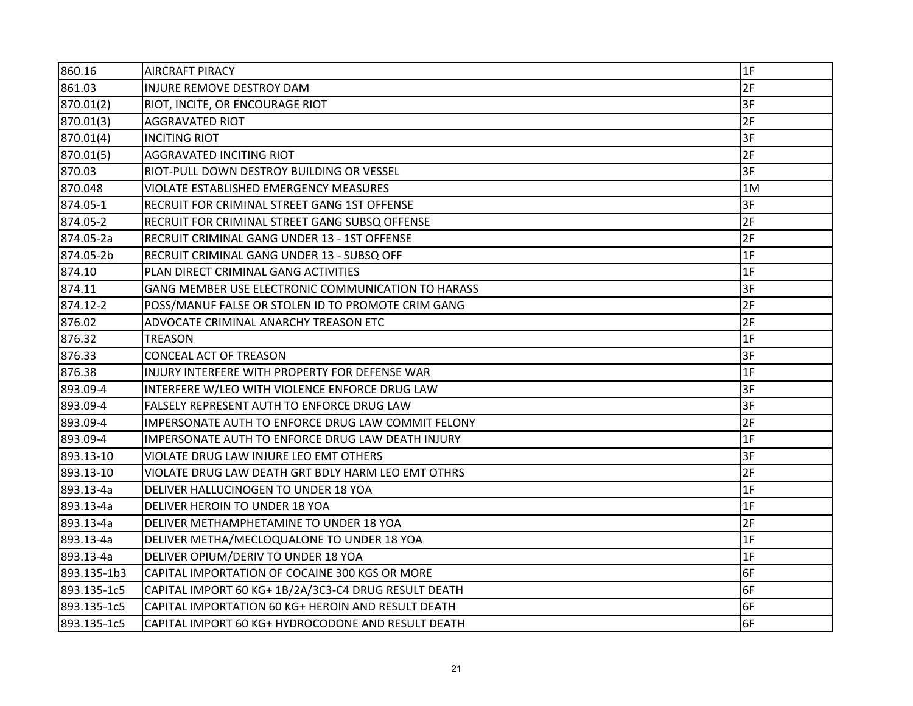| | | |
|---|---|---|
| 860.16 | AIRCRAFT PIRACY | 1F |
| 861.03 | INJURE REMOVE DESTROY DAM | 2F |
| 870.01(2) | RIOT, INCITE, OR ENCOURAGE RIOT | 3F |
| 870.01(3) | AGGRAVATED RIOT | 2F |
| 870.01(4) | INCITING RIOT | 3F |
| 870.01(5) | AGGRAVATED INCITING RIOT | 2F |
| 870.03 | RIOT-PULL DOWN DESTROY BUILDING OR VESSEL | 3F |
| 870.048 | VIOLATE ESTABLISHED EMERGENCY MEASURES | 1M |
| 874.05-1 | RECRUIT FOR CRIMINAL STREET GANG 1ST OFFENSE | 3F |
| 874.05-2 | RECRUIT FOR CRIMINAL STREET GANG SUBSQ OFFENSE | 2F |
| 874.05-2a | RECRUIT CRIMINAL GANG UNDER 13 - 1ST OFFENSE | 2F |
| 874.05-2b | RECRUIT CRIMINAL GANG UNDER 13 - SUBSQ OFF | 1F |
| 874.10 | PLAN DIRECT CRIMINAL GANG ACTIVITIES | 1F |
| 874.11 | GANG MEMBER USE ELECTRONIC COMMUNICATION TO HARASS | 3F |
| 874.12-2 | POSS/MANUF FALSE OR STOLEN ID TO PROMOTE CRIM GANG | 2F |
| 876.02 | ADVOCATE CRIMINAL ANARCHY TREASON ETC | 2F |
| 876.32 | TREASON | 1F |
| 876.33 | CONCEAL ACT OF TREASON | 3F |
| 876.38 | INJURY INTERFERE WITH PROPERTY FOR DEFENSE WAR | 1F |
| 893.09-4 | INTERFERE W/LEO WITH VIOLENCE ENFORCE DRUG LAW | 3F |
| 893.09-4 | FALSELY REPRESENT AUTH TO ENFORCE DRUG LAW | 3F |
| 893.09-4 | IMPERSONATE AUTH TO ENFORCE DRUG LAW COMMIT FELONY | 2F |
| 893.09-4 | IMPERSONATE AUTH TO ENFORCE DRUG LAW DEATH INJURY | 1F |
| 893.13-10 | VIOLATE DRUG LAW INJURE LEO EMT OTHERS | 3F |
| 893.13-10 | VIOLATE DRUG LAW DEATH GRT BDLY HARM LEO EMT OTHRS | 2F |
| 893.13-4a | DELIVER HALLUCINOGEN TO UNDER 18 YOA | 1F |
| 893.13-4a | DELIVER HEROIN TO UNDER 18 YOA | 1F |
| 893.13-4a | DELIVER METHAMPHETAMINE TO UNDER 18 YOA | 2F |
| 893.13-4a | DELIVER METHA/MECLOQUALONE TO UNDER 18 YOA | 1F |
| 893.13-4a | DELIVER OPIUM/DERIV TO UNDER 18 YOA | 1F |
| 893.135-1b3 | CAPITAL IMPORTATION OF COCAINE 300 KGS OR MORE | 6F |
| 893.135-1c5 | CAPITAL IMPORT 60 KG+ 1B/2A/3C3-C4 DRUG RESULT DEATH | 6F |
| 893.135-1c5 | CAPITAL IMPORTATION 60 KG+ HEROIN AND RESULT DEATH | 6F |
| 893.135-1c5 | CAPITAL IMPORT 60 KG+ HYDROCODONE AND RESULT DEATH | 6F |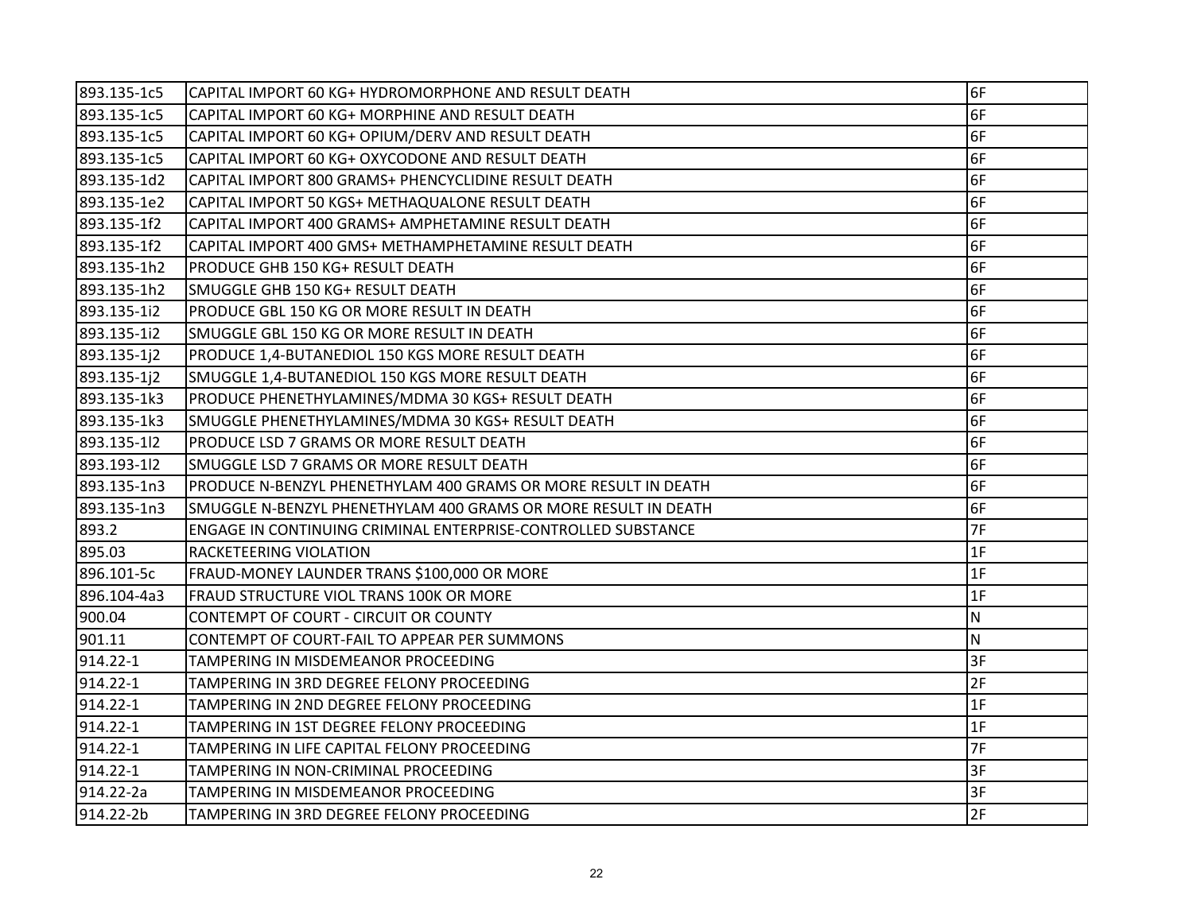| | | |
|---|---|---|
| 893.135-1c5 | CAPITAL IMPORT 60 KG+ HYDROMORPHONE AND RESULT DEATH | 6F |
| 893.135-1c5 | CAPITAL IMPORT 60 KG+ MORPHINE AND RESULT DEATH | 6F |
| 893.135-1c5 | CAPITAL IMPORT 60 KG+ OPIUM/DERV AND RESULT DEATH | 6F |
| 893.135-1c5 | CAPITAL IMPORT 60 KG+ OXYCODONE AND RESULT DEATH | 6F |
| 893.135-1d2 | CAPITAL IMPORT 800 GRAMS+ PHENCYCLIDINE RESULT DEATH | 6F |
| 893.135-1e2 | CAPITAL IMPORT 50 KGS+ METHAQUALONE RESULT DEATH | 6F |
| 893.135-1f2 | CAPITAL IMPORT 400 GRAMS+ AMPHETAMINE RESULT DEATH | 6F |
| 893.135-1f2 | CAPITAL IMPORT 400 GMS+ METHAMPHETAMINE RESULT DEATH | 6F |
| 893.135-1h2 | PRODUCE GHB 150 KG+ RESULT DEATH | 6F |
| 893.135-1h2 | SMUGGLE GHB 150 KG+ RESULT DEATH | 6F |
| 893.135-1i2 | PRODUCE GBL 150 KG OR MORE RESULT IN DEATH | 6F |
| 893.135-1i2 | SMUGGLE GBL 150 KG OR MORE RESULT IN DEATH | 6F |
| 893.135-1j2 | PRODUCE 1,4-BUTANEDIOL 150 KGS MORE RESULT DEATH | 6F |
| 893.135-1j2 | SMUGGLE 1,4-BUTANEDIOL 150 KGS MORE RESULT DEATH | 6F |
| 893.135-1k3 | PRODUCE PHENETHYLAMINES/MDMA 30 KGS+ RESULT DEATH | 6F |
| 893.135-1k3 | SMUGGLE PHENETHYLAMINES/MDMA 30 KGS+ RESULT DEATH | 6F |
| 893.135-1l2 | PRODUCE LSD 7 GRAMS OR MORE RESULT DEATH | 6F |
| 893.193-1l2 | SMUGGLE LSD 7 GRAMS OR MORE RESULT DEATH | 6F |
| 893.135-1n3 | PRODUCE N-BENZYL PHENETHYLAM 400 GRAMS OR MORE RESULT IN DEATH | 6F |
| 893.135-1n3 | SMUGGLE N-BENZYL PHENETHYLAM 400 GRAMS OR MORE RESULT IN DEATH | 6F |
| 893.2 | ENGAGE IN CONTINUING CRIMINAL ENTERPRISE-CONTROLLED SUBSTANCE | 7F |
| 895.03 | RACKETEERING VIOLATION | 1F |
| 896.101-5c | FRAUD-MONEY LAUNDER TRANS $100,000 OR MORE | 1F |
| 896.104-4a3 | FRAUD STRUCTURE VIOL TRANS 100K OR MORE | 1F |
| 900.04 | CONTEMPT OF COURT - CIRCUIT OR COUNTY | N |
| 901.11 | CONTEMPT OF COURT-FAIL TO APPEAR PER SUMMONS | N |
| 914.22-1 | TAMPERING IN MISDEMEANOR PROCEEDING | 3F |
| 914.22-1 | TAMPERING IN 3RD DEGREE FELONY PROCEEDING | 2F |
| 914.22-1 | TAMPERING IN 2ND DEGREE FELONY PROCEEDING | 1F |
| 914.22-1 | TAMPERING IN 1ST DEGREE FELONY PROCEEDING | 1F |
| 914.22-1 | TAMPERING IN LIFE CAPITAL FELONY PROCEEDING | 7F |
| 914.22-1 | TAMPERING IN NON-CRIMINAL PROCEEDING | 3F |
| 914.22-2a | TAMPERING IN MISDEMEANOR PROCEEDING | 3F |
| 914.22-2b | TAMPERING IN 3RD DEGREE FELONY PROCEEDING | 2F |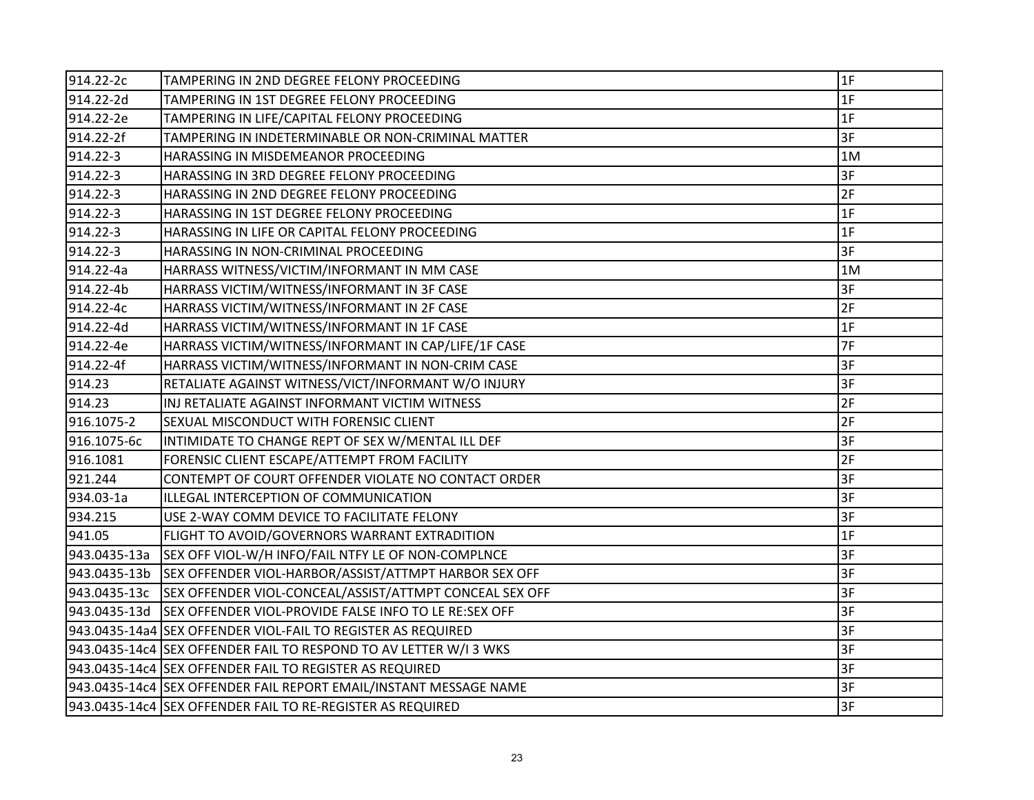| 914.22-2c | TAMPERING IN 2ND DEGREE FELONY PROCEEDING | 1F |
|---|---|---|
| 914.22-2d | TAMPERING IN 1ST DEGREE FELONY PROCEEDING | 1F |
| 914.22-2e | TAMPERING IN LIFE/CAPITAL FELONY PROCEEDING | 1F |
| 914.22-2f | TAMPERING IN INDETERMINABLE OR NON-CRIMINAL MATTER | 3F |
| 914.22-3 | HARASSING IN MISDEMEANOR PROCEEDING | 1M |
| 914.22-3 | HARASSING IN 3RD DEGREE FELONY PROCEEDING | 3F |
| 914.22-3 | HARASSING IN 2ND DEGREE FELONY PROCEEDING | 2F |
| 914.22-3 | HARASSING IN 1ST DEGREE FELONY PROCEEDING | 1F |
| 914.22-3 | HARASSING IN LIFE OR CAPITAL FELONY PROCEEDING | 1F |
| 914.22-3 | HARASSING IN NON-CRIMINAL PROCEEDING | 3F |
| 914.22-4a | HARRASS WITNESS/VICTIM/INFORMANT IN MM CASE | 1M |
| 914.22-4b | HARRASS VICTIM/WITNESS/INFORMANT IN 3F CASE | 3F |
| 914.22-4c | HARRASS VICTIM/WITNESS/INFORMANT IN 2F CASE | 2F |
| 914.22-4d | HARRASS VICTIM/WITNESS/INFORMANT IN 1F CASE | 1F |
| 914.22-4e | HARRASS VICTIM/WITNESS/INFORMANT IN CAP/LIFE/1F CASE | 7F |
| 914.22-4f | HARRASS VICTIM/WITNESS/INFORMANT IN NON-CRIM CASE | 3F |
| 914.23 | RETALIATE AGAINST WITNESS/VICT/INFORMANT W/O INJURY | 3F |
| 914.23 | INJ RETALIATE AGAINST INFORMANT VICTIM WITNESS | 2F |
| 916.1075-2 | SEXUAL MISCONDUCT WITH FORENSIC CLIENT | 2F |
| 916.1075-6c | INTIMIDATE TO CHANGE REPT OF SEX W/MENTAL ILL DEF | 3F |
| 916.1081 | FORENSIC CLIENT ESCAPE/ATTEMPT FROM FACILITY | 2F |
| 921.244 | CONTEMPT OF COURT OFFENDER VIOLATE NO CONTACT ORDER | 3F |
| 934.03-1a | ILLEGAL INTERCEPTION OF COMMUNICATION | 3F |
| 934.215 | USE 2-WAY COMM DEVICE TO FACILITATE FELONY | 3F |
| 941.05 | FLIGHT TO AVOID/GOVERNORS WARRANT EXTRADITION | 1F |
| 943.0435-13a | SEX OFF VIOL-W/H INFO/FAIL NTFY LE OF NON-COMPLNCE | 3F |
| 943.0435-13b | SEX OFFENDER VIOL-HARBOR/ASSIST/ATTMPT HARBOR SEX OFF | 3F |
| 943.0435-13c | SEX OFFENDER VIOL-CONCEAL/ASSIST/ATTMPT CONCEAL SEX OFF | 3F |
| 943.0435-13d | SEX OFFENDER VIOL-PROVIDE FALSE INFO TO LE RE:SEX OFF | 3F |
| 943.0435-14a4 | SEX OFFENDER VIOL-FAIL TO REGISTER AS REQUIRED | 3F |
| 943.0435-14c4 | SEX OFFENDER FAIL TO RESPOND TO AV LETTER W/I 3 WKS | 3F |
| 943.0435-14c4 | SEX OFFENDER FAIL TO REGISTER AS REQUIRED | 3F |
| 943.0435-14c4 | SEX OFFENDER FAIL REPORT EMAIL/INSTANT MESSAGE NAME | 3F |
| 943.0435-14c4 | SEX OFFENDER FAIL TO RE-REGISTER AS REQUIRED | 3F |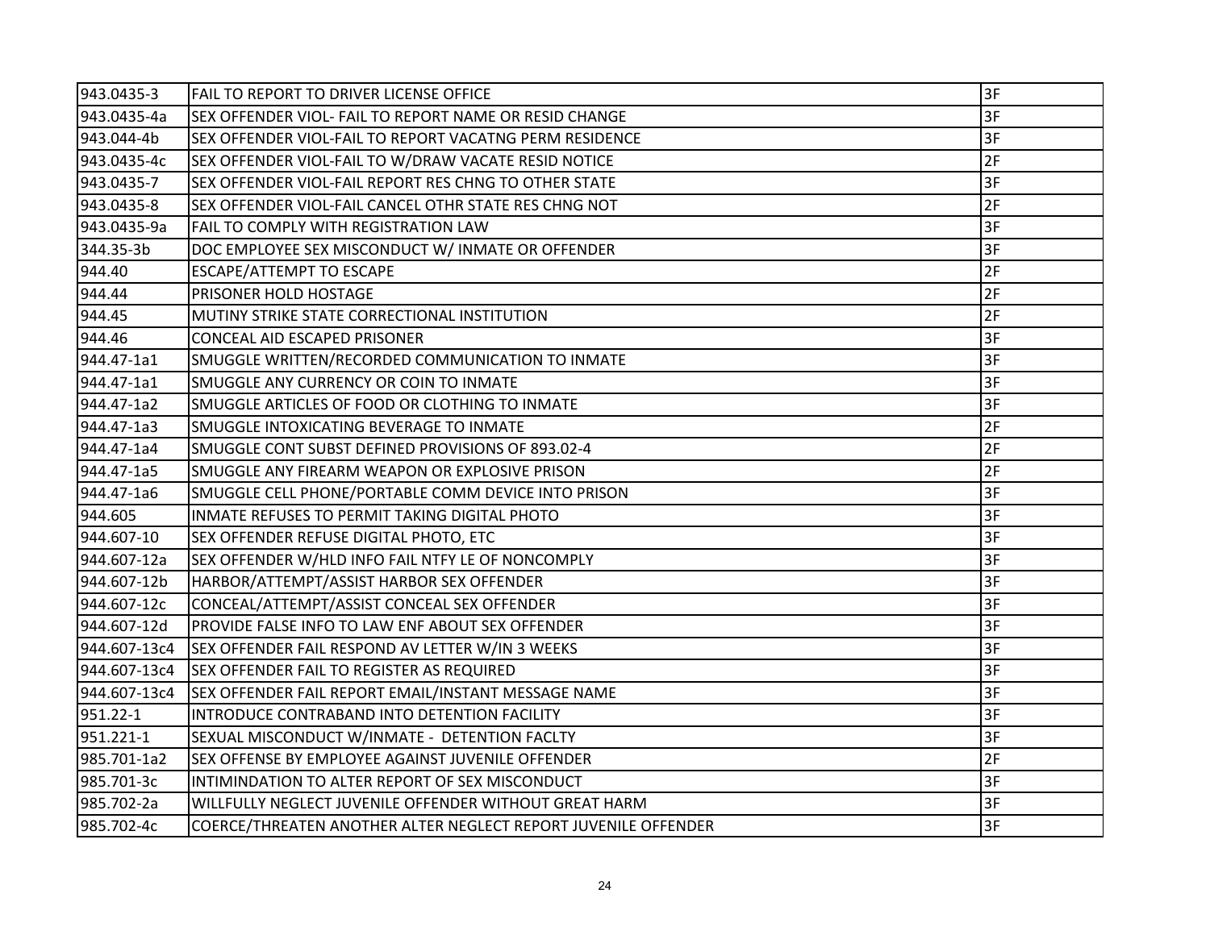| | | |
|---|---|---|
| 943.0435-3 | FAIL TO REPORT TO DRIVER LICENSE OFFICE | 3F |
| 943.0435-4a | SEX OFFENDER VIOL- FAIL TO REPORT NAME OR RESID CHANGE | 3F |
| 943.044-4b | SEX OFFENDER VIOL-FAIL TO REPORT VACATNG PERM RESIDENCE | 3F |
| 943.0435-4c | SEX OFFENDER VIOL-FAIL TO W/DRAW VACATE RESID NOTICE | 2F |
| 943.0435-7 | SEX OFFENDER VIOL-FAIL REPORT RES CHNG TO OTHER STATE | 3F |
| 943.0435-8 | SEX OFFENDER VIOL-FAIL CANCEL OTHR STATE RES CHNG NOT | 2F |
| 943.0435-9a | FAIL TO COMPLY WITH REGISTRATION LAW | 3F |
| 344.35-3b | DOC EMPLOYEE SEX MISCONDUCT W/ INMATE OR OFFENDER | 3F |
| 944.40 | ESCAPE/ATTEMPT TO ESCAPE | 2F |
| 944.44 | PRISONER HOLD HOSTAGE | 2F |
| 944.45 | MUTINY STRIKE STATE CORRECTIONAL INSTITUTION | 2F |
| 944.46 | CONCEAL AID ESCAPED PRISONER | 3F |
| 944.47-1a1 | SMUGGLE WRITTEN/RECORDED COMMUNICATION TO INMATE | 3F |
| 944.47-1a1 | SMUGGLE ANY CURRENCY OR COIN TO INMATE | 3F |
| 944.47-1a2 | SMUGGLE ARTICLES OF FOOD OR CLOTHING TO INMATE | 3F |
| 944.47-1a3 | SMUGGLE INTOXICATING BEVERAGE TO INMATE | 2F |
| 944.47-1a4 | SMUGGLE CONT SUBST DEFINED PROVISIONS OF 893.02-4 | 2F |
| 944.47-1a5 | SMUGGLE ANY FIREARM WEAPON OR EXPLOSIVE PRISON | 2F |
| 944.47-1a6 | SMUGGLE CELL PHONE/PORTABLE COMM DEVICE INTO PRISON | 3F |
| 944.605 | INMATE REFUSES TO PERMIT TAKING DIGITAL PHOTO | 3F |
| 944.607-10 | SEX OFFENDER REFUSE DIGITAL PHOTO, ETC | 3F |
| 944.607-12a | SEX OFFENDER W/HLD INFO FAIL NTFY LE OF NONCOMPLY | 3F |
| 944.607-12b | HARBOR/ATTEMPT/ASSIST HARBOR SEX OFFENDER | 3F |
| 944.607-12c | CONCEAL/ATTEMPT/ASSIST CONCEAL SEX OFFENDER | 3F |
| 944.607-12d | PROVIDE FALSE INFO TO LAW ENF ABOUT SEX OFFENDER | 3F |
| 944.607-13c4 | SEX OFFENDER FAIL RESPOND AV LETTER W/IN 3 WEEKS | 3F |
| 944.607-13c4 | SEX OFFENDER FAIL TO REGISTER AS REQUIRED | 3F |
| 944.607-13c4 | SEX OFFENDER FAIL REPORT EMAIL/INSTANT MESSAGE NAME | 3F |
| 951.22-1 | INTRODUCE CONTRABAND INTO DETENTION FACILITY | 3F |
| 951.221-1 | SEXUAL MISCONDUCT W/INMATE - DETENTION FACLTY | 3F |
| 985.701-1a2 | SEX OFFENSE BY EMPLOYEE AGAINST JUVENILE OFFENDER | 2F |
| 985.701-3c | INTIMINDATION TO ALTER REPORT OF SEX MISCONDUCT | 3F |
| 985.702-2a | WILLFULLY NEGLECT JUVENILE OFFENDER WITHOUT GREAT HARM | 3F |
| 985.702-4c | COERCE/THREATEN ANOTHER ALTER NEGLECT REPORT JUVENILE OFFENDER | 3F |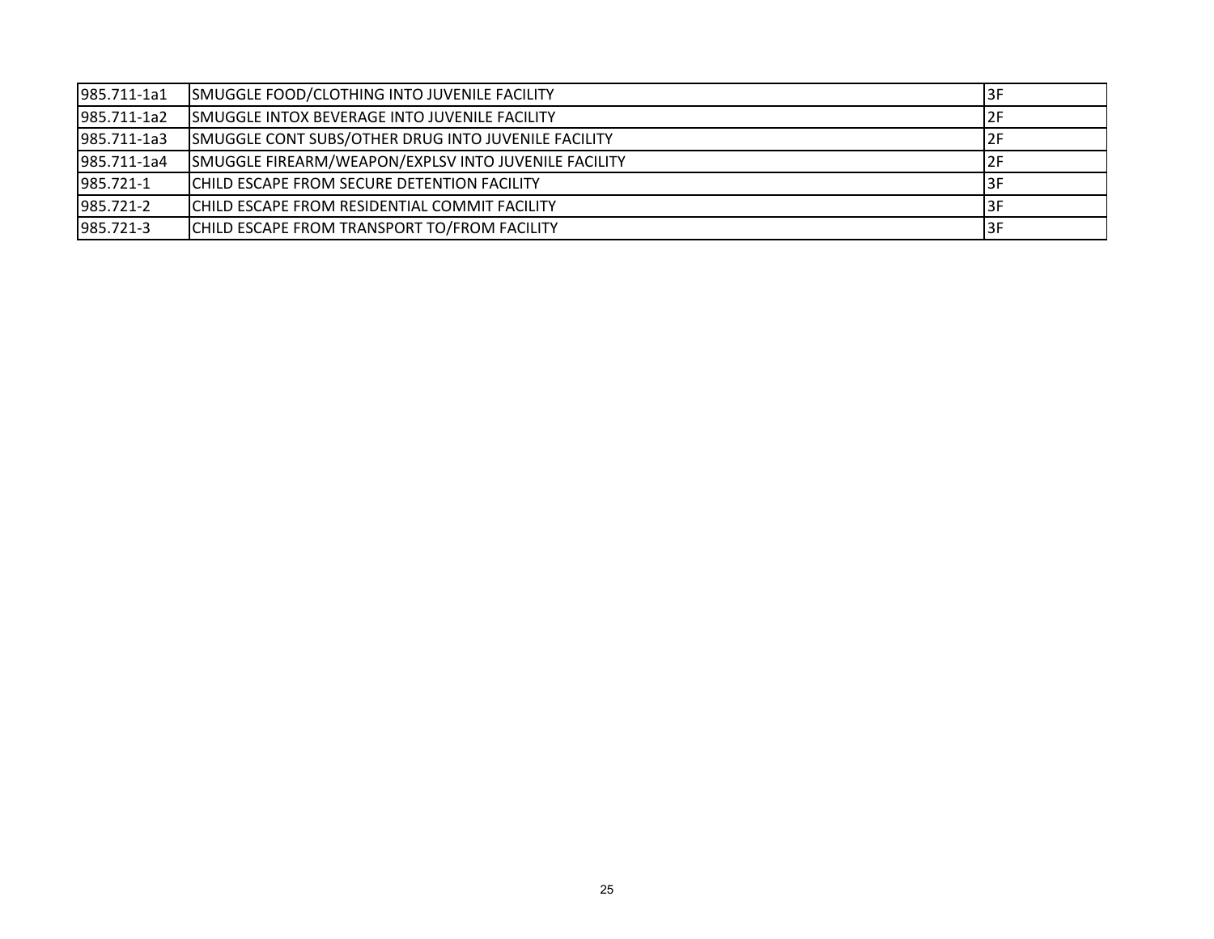| | | |
|---|---|---|
| 985.711-1a1 | SMUGGLE FOOD/CLOTHING INTO JUVENILE FACILITY | 3F |
| 985.711-1a2 | SMUGGLE INTOX BEVERAGE INTO JUVENILE FACILITY | 2F |
| 985.711-1a3 | SMUGGLE CONT SUBS/OTHER DRUG INTO JUVENILE FACILITY | 2F |
| 985.711-1a4 | SMUGGLE FIREARM/WEAPON/EXPLSV INTO JUVENILE FACILITY | 2F |
| 985.721-1 | CHILD ESCAPE FROM SECURE DETENTION FACILITY | 3F |
| 985.721-2 | CHILD ESCAPE FROM RESIDENTIAL COMMIT FACILITY | 3F |
| 985.721-3 | CHILD ESCAPE FROM TRANSPORT TO/FROM FACILITY | 3F |